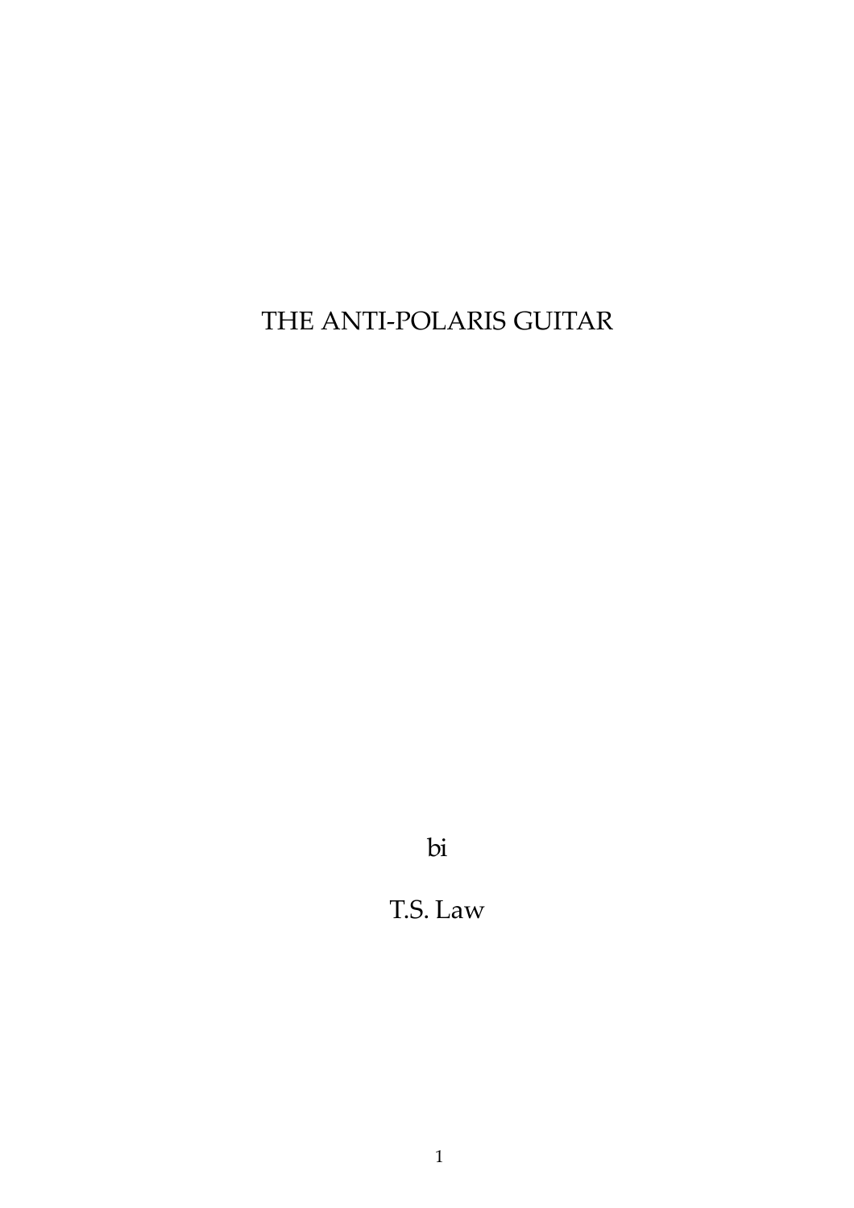# THE ANTI-POLARIS GUITAR

bi

T.S. Law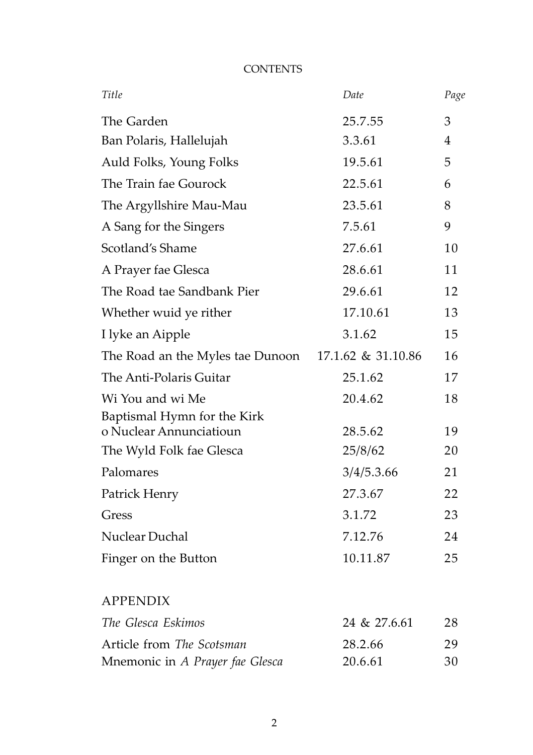# CONTENTS

| *Title* | *Date* | *Page* |
|---|---|---|
| The Garden | 25.7.55 | 3 |
| Ban Polaris, Hallelujah | 3.3.61 | 4 |
| Auld Folks, Young Folks | 19.5.61 | 5 |
| The Train fae Gourock | 22.5.61 | 6 |
| The Argyllshire Mau-Mau | 23.5.61 | 8 |
| A Sang for the Singers | 7.5.61 | 9 |
| Scotland's Shame | 27.6.61 | 10 |
| A Prayer fae Glesca | 28.6.61 | 11 |
| The Road tae Sandbank Pier | 29.6.61 | 12 |
| Whether wuid ye rither | 17.10.61 | 13 |
| I lyke an Aipple | 3.1.62 | 15 |
| The Road an the Myles tae Dunoon | 17.1.62 & 31.10.86 | 16 |
| The Anti-Polaris Guitar | 25.1.62 | 17 |
| Wi You and wi Me | 20.4.62 | 18 |
| Baptismal Hymn for the Kirk o Nuclear Annunciatioun | 28.5.62 | 19 |
| The Wyld Folk fae Glesca | 25/8/62 | 20 |
| Palomares | 3/4/5.3.66 | 21 |
| Patrick Henry | 27.3.67 | 22 |
| Gress | 3.1.72 | 23 |
| Nuclear Duchal | 7.12.76 | 24 |
| Finger on the Button | 10.11.87 | 25 |

## APPENDIX

| | | |
|---|---|---|
| *The Glesca Eskimos* | 24 & 27.6.61 | 28 |
| Article from *The Scotsman* | 28.2.66 | 29 |
| Mnemonic in *A Prayer fae Glesca* | 20.6.61 | 30 |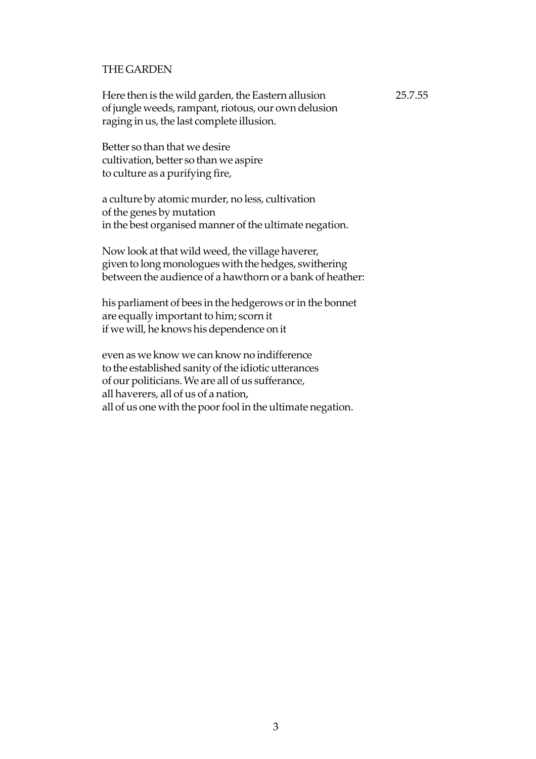## THE GARDEN

Here then is the wild garden, the Eastern allusion 25.7.55  
of jungle weeds, rampant, riotous, our own delusion  
raging in us, the last complete illusion.

Better so than that we desire  
cultivation, better so than we aspire  
to culture as a purifying fire,

a culture by atomic murder, no less, cultivation  
of the genes by mutation  
in the best organised manner of the ultimate negation.

Now look at that wild weed, the village haverer,  
given to long monologues with the hedges, swithering  
between the audience of a hawthorn or a bank of heather:

his parliament of bees in the hedgerows or in the bonnet  
are equally important to him; scorn it  
if we will, he knows his dependence on it

even as we know we can know no indifference  
to the established sanity of the idiotic utterances  
of our politicians. We are all of us sufferance,  
all haverers, all of us of a nation,  
all of us one with the poor fool in the ultimate negation.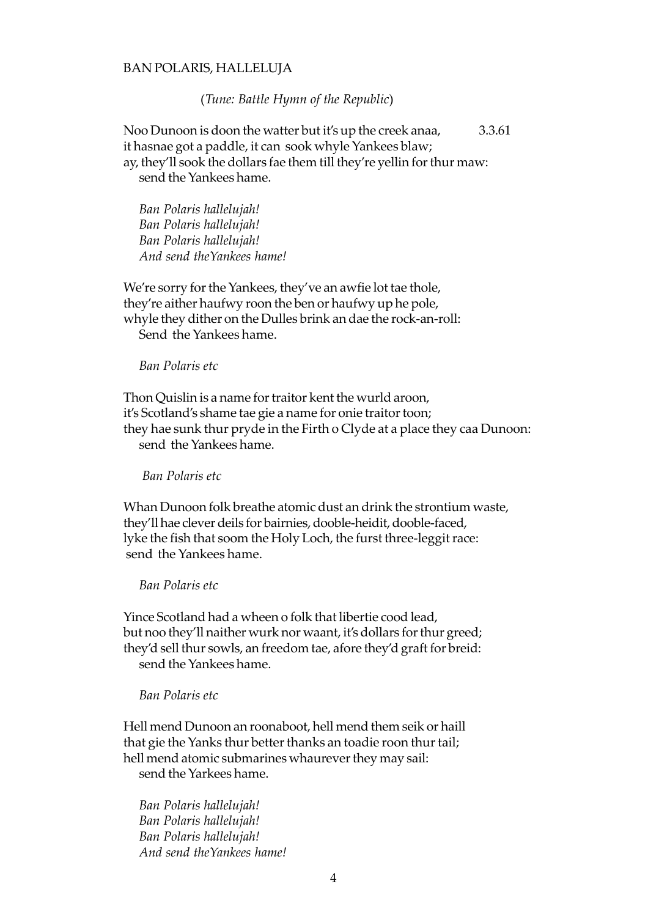BAN POLARIS, HALLELUJA

(*Tune: Battle Hymn of the Republic*)

Noo Dunoon is doon the watter but it's up the creek anaa, 3.3.61
it hasnae got a paddle, it can sook whyle Yankees blaw;
ay, they'll sook the dollars fae them till they're yellin for thur maw:
send the Yankees hame.

*Ban Polaris hallelujah!*
*Ban Polaris hallelujah!*
*Ban Polaris hallelujah!*
*And send theYankees hame!*

We're sorry for the Yankees, they've an awfie lot tae thole,
they're aither haufwy roon the ben or haufwy up he pole,
whyle they dither on the Dulles brink an dae the rock-an-roll:
Send the Yankees hame.

*Ban Polaris etc*

Thon Quislin is a name for traitor kent the wurld aroon,
it's Scotland's shame tae gie a name for onie traitor toon;
they hae sunk thur pryde in the Firth o Clyde at a place they caa Dunoon:
send the Yankees hame.

*Ban Polaris etc*

Whan Dunoon folk breathe atomic dust an drink the strontium waste,
they'll hae clever deils for bairnies, dooble-heidit, dooble-faced,
lyke the fish that soom the Holy Loch, the furst three-leggit race:
send the Yankees hame.

*Ban Polaris etc*

Yince Scotland had a wheen o folk that libertie cood lead,
but noo they'll naither wurk nor waant, it's dollars for thur greed;
they'd sell thur sowls, an freedom tae, afore they'd graft for breid:
send the Yankees hame.

*Ban Polaris etc*

Hell mend Dunoon an roonaboot, hell mend them seik or haill
that gie the Yanks thur better thanks an toadie roon thur tail;
hell mend atomic submarines whaurever they may sail:
send the Yarkees hame.

*Ban Polaris hallelujah!*
*Ban Polaris hallelujah!*
*Ban Polaris hallelujah!*
*And send theYankees hame!*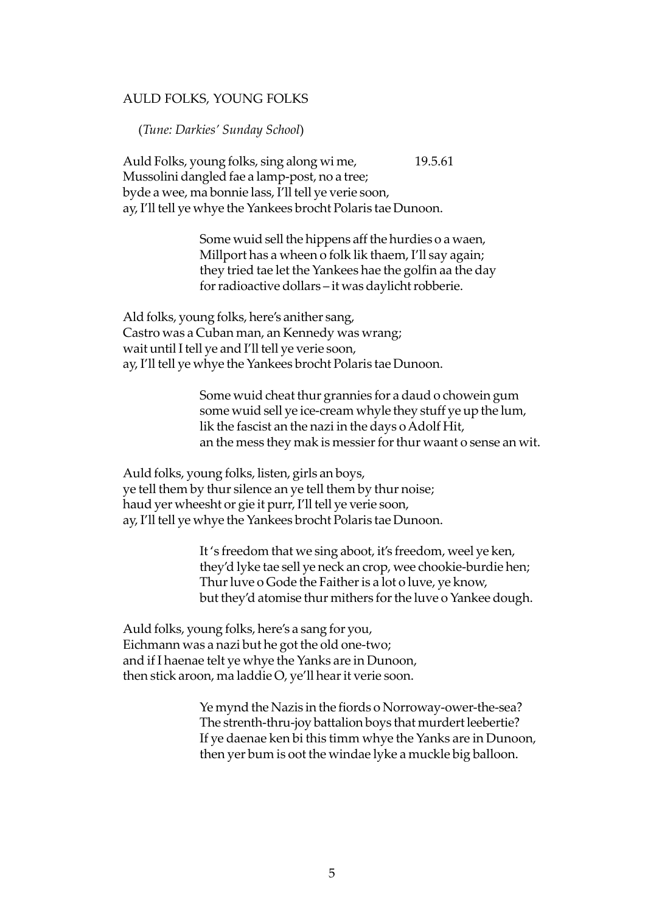## AULD FOLKS, YOUNG FOLKS

(*Tune: Darkies' Sunday School*)

Auld Folks, young folks, sing along wi me, 19.5.61
Mussolini dangled fae a lamp-post, no a tree;
byde a wee, ma bonnie lass, I'll tell ye verie soon,
ay, I'll tell ye whye the Yankees brocht Polaris tae Dunoon.

> Some wuid sell the hippens aff the hurdies o a waen,
> Millport has a wheen o folk lik thaem, I'll say again;
> they tried tae let the Yankees hae the golfin aa the day
> for radioactive dollars – it was daylicht robberie.

Ald folks, young folks, here's anither sang,
Castro was a Cuban man, an Kennedy was wrang;
wait until I tell ye and I'll tell ye verie soon,
ay, I'll tell ye whye the Yankees brocht Polaris tae Dunoon.

> Some wuid cheat thur grannies for a daud o chowein gum
> some wuid sell ye ice-cream whyle they stuff ye up the lum,
> lik the fascist an the nazi in the days o Adolf Hit,
> an the mess they mak is messier for thur waant o sense an wit.

Auld folks, young folks, listen, girls an boys,
ye tell them by thur silence an ye tell them by thur noise;
haud yer wheesht or gie it purr, I'll tell ye verie soon,
ay, I'll tell ye whye the Yankees brocht Polaris tae Dunoon.

> It 's freedom that we sing aboot, it's freedom, weel ye ken,
> they'd lyke tae sell ye neck an crop, wee chookie-burdie hen;
> Thur luve o Gode the Faither is a lot o luve, ye know,
> but they'd atomise thur mithers for the luve o Yankee dough.

Auld folks, young folks, here's a sang for you,
Eichmann was a nazi but he got the old one-two;
and if I haenae telt ye whye the Yanks are in Dunoon,
then stick aroon, ma laddie O, ye'll hear it verie soon.

> Ye mynd the Nazis in the fiords o Norroway-ower-the-sea?
> The strenth-thru-joy battalion boys that murdert leebertie?
> If ye daenae ken bi this timm whye the Yanks are in Dunoon,
> then yer bum is oot the windae lyke a muckle big balloon.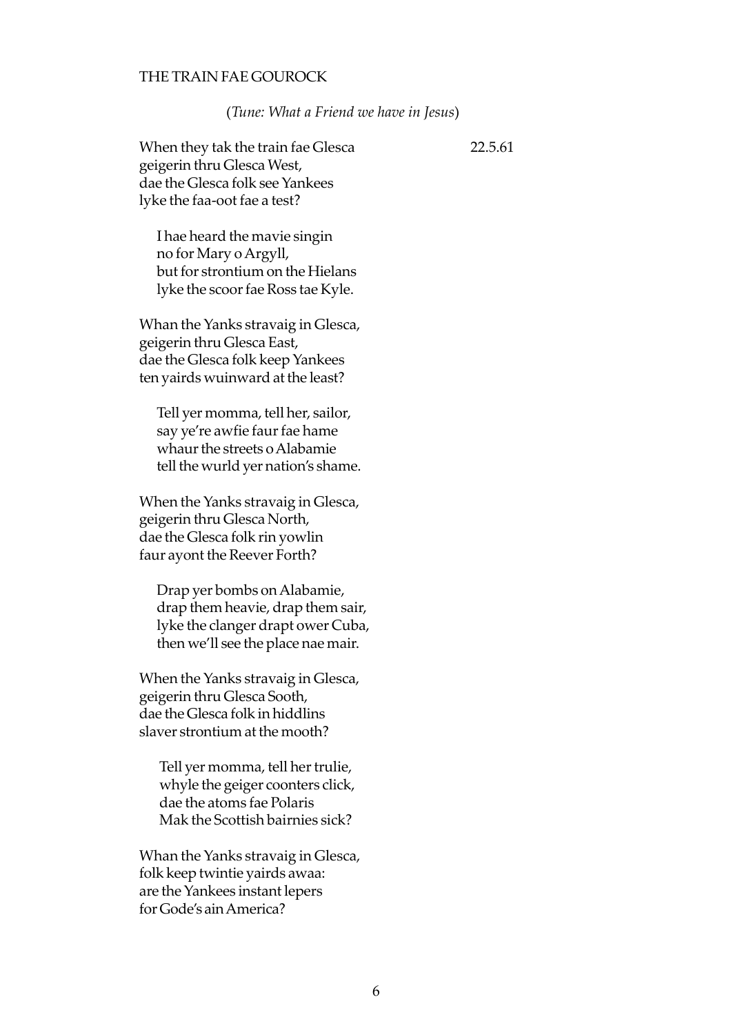## THE TRAIN FAE GOUROCK

(*Tune: What a Friend we have in Jesus*)

When they tak the train fae Glesca  
geigerin thru Glesca West,  
dae the Glesca folk see Yankees  
lyke the faa-oot fae a test?

22.5.61

> I hae heard the mavie singin  
> no for Mary o Argyll,  
> but for strontium on the Hielans  
> lyke the scoor fae Ross tae Kyle.

Whan the Yanks stravaig in Glesca,  
geigerin thru Glesca East,  
dae the Glesca folk keep Yankees  
ten yairds wuinward at the least?

> Tell yer momma, tell her, sailor,  
> say ye're awfie faur fae hame  
> whaur the streets o Alabamie  
> tell the wurld yer nation's shame.

When the Yanks stravaig in Glesca,  
geigerin thru Glesca North,  
dae the Glesca folk rin yowlin  
faur ayont the Reever Forth?

> Drap yer bombs on Alabamie,  
> drap them heavie, drap them sair,  
> lyke the clanger drapt ower Cuba,  
> then we'll see the place nae mair.

When the Yanks stravaig in Glesca,  
geigerin thru Glesca Sooth,  
dae the Glesca folk in hiddlins  
slaver strontium at the mooth?

> Tell yer momma, tell her trulie,  
> whyle the geiger coonters click,  
> dae the atoms fae Polaris  
> Mak the Scottish bairnies sick?

Whan the Yanks stravaig in Glesca,  
folk keep twintie yairds awaa:  
are the Yankees instant lepers  
for Gode's ain America?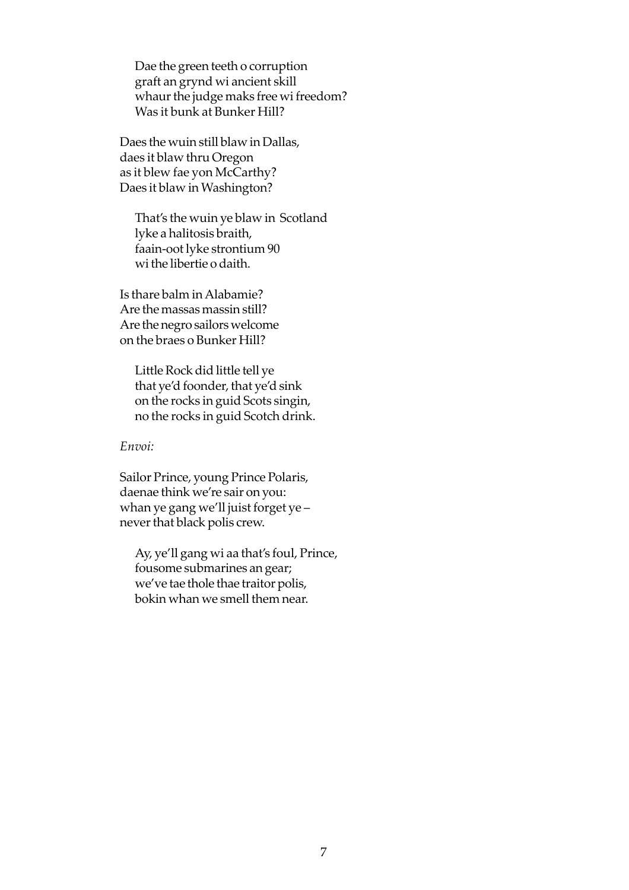Dae the green teeth o corruption  
graft an grynd wi ancient skill  
whaur the judge maks free wi freedom?  
Was it bunk at Bunker Hill?

Daes the wuin still blaw in Dallas,  
daes it blaw thru Oregon  
as it blew fae yon McCarthy?  
Daes it blaw in Washington?

That's the wuin ye blaw in Scotland  
lyke a halitosis braith,  
faain-oot lyke strontium 90  
wi the libertie o daith.

Is thare balm in Alabamie?  
Are the massas massin still?  
Are the negro sailors welcome  
on the braes o Bunker Hill?

Little Rock did little tell ye  
that ye'd foonder, that ye'd sink  
on the rocks in guid Scots singin,  
no the rocks in guid Scotch drink.

*Envoi:*

Sailor Prince, young Prince Polaris,  
daenae think we're sair on you:  
whan ye gang we'll juist forget ye –  
never that black polis crew.

Ay, ye'll gang wi aa that's foul, Prince,  
fousome submarines an gear;  
we've tae thole thae traitor polis,  
bokin whan we smell them near.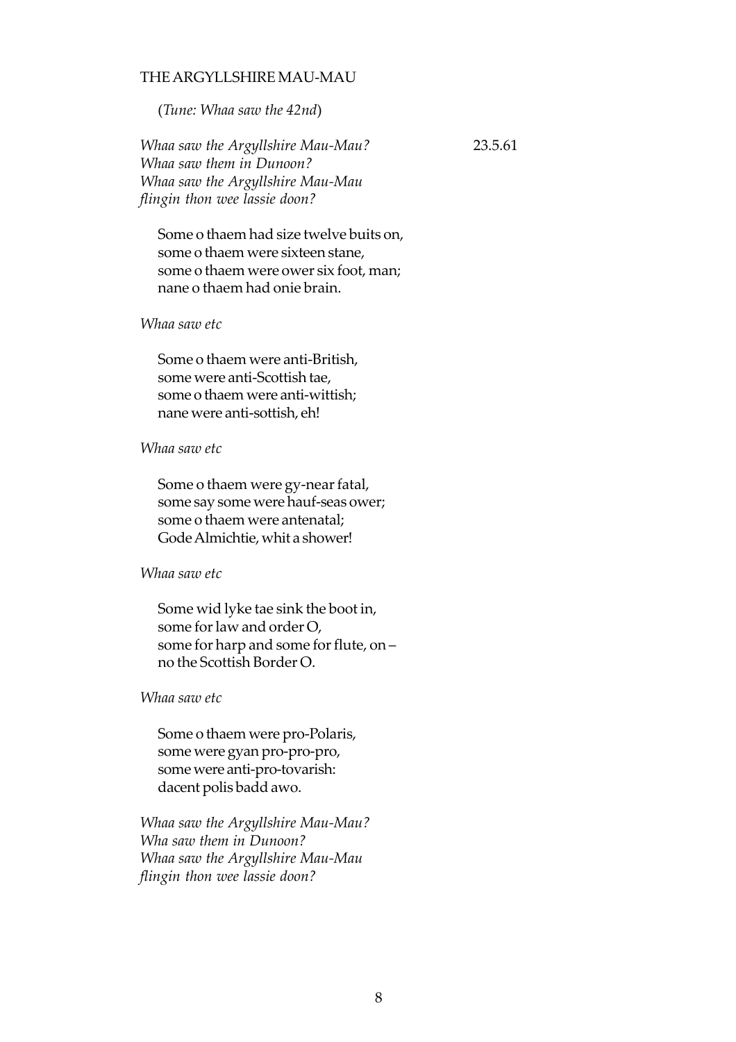## THE ARGYLLSHIRE MAU-MAU

(*Tune: Whaa saw the 42nd*)

*Whaa saw the Argyllshire Mau-Mau?*  
*Whaa saw them in Dunoon?*  
*Whaa saw the Argyllshire Mau-Mau*  
*flingin thon wee lassie doon?*

23.5.61

Some o thaem had size twelve buits on,  
some o thaem were sixteen stane,  
some o thaem were ower six foot, man;  
nane o thaem had onie brain.

*Whaa saw etc*

Some o thaem were anti-British,  
some were anti-Scottish tae,  
some o thaem were anti-wittish;  
nane were anti-sottish, eh!

*Whaa saw etc*

Some o thaem were gy-near fatal,  
some say some were hauf-seas ower;  
some o thaem were antenatal;  
Gode Almichtie, whit a shower!

*Whaa saw etc*

Some wid lyke tae sink the boot in,  
some for law and order O,  
some for harp and some for flute, on –  
no the Scottish Border O.

*Whaa saw etc*

Some o thaem were pro-Polaris,  
some were gyan pro-pro-pro,  
some were anti-pro-tovarish:  
dacent polis badd awo.

*Whaa saw the Argyllshire Mau-Mau?*  
*Wha saw them in Dunoon?*  
*Whaa saw the Argyllshire Mau-Mau*  
*flingin thon wee lassie doon?*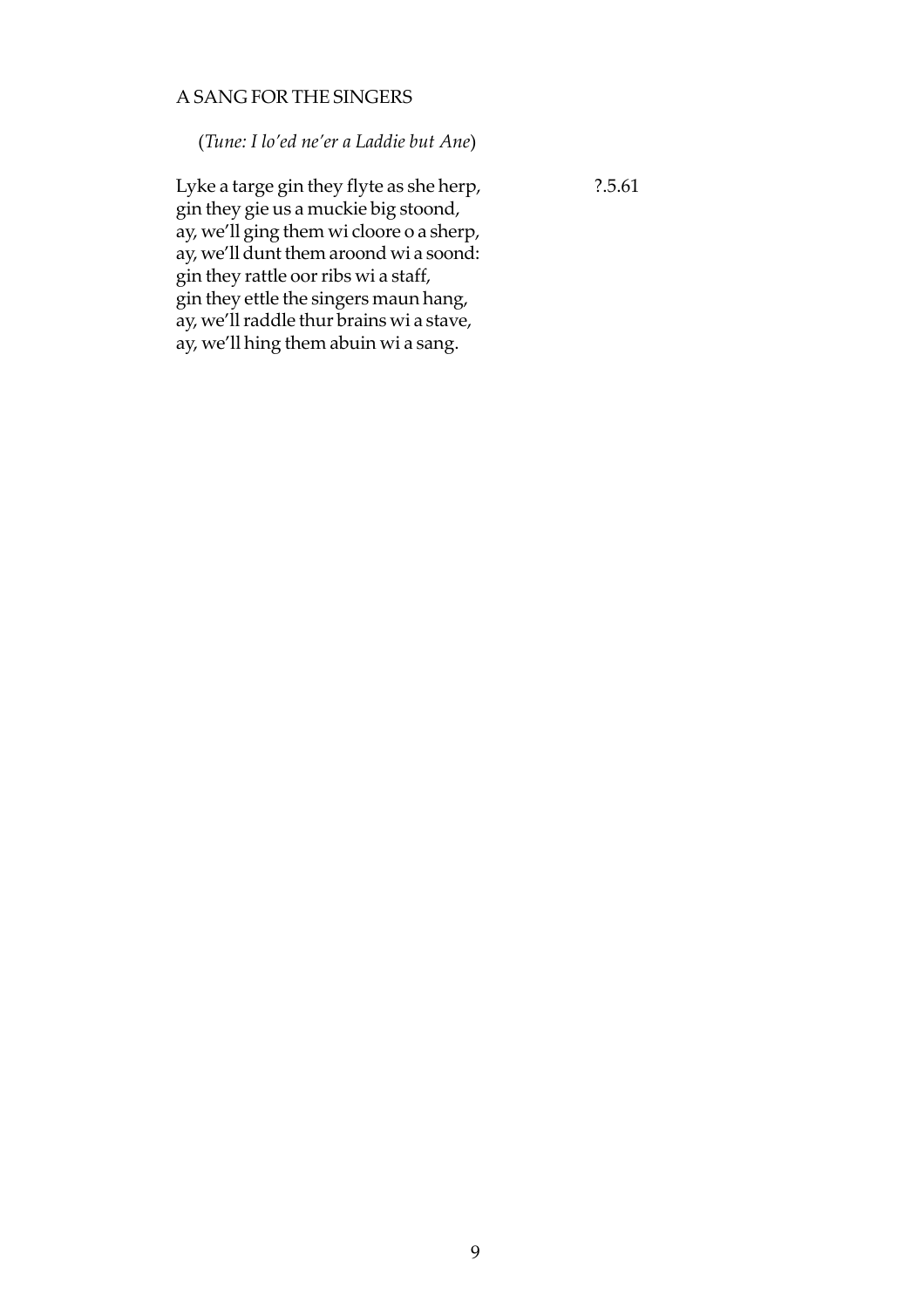## A SANG FOR THE SINGERS

(*Tune: I lo'ed ne'er a Laddie but Ane*)

?.5.61

Lyke a targe gin they flyte as she herp,
gin they gie us a muckie big stoond,
ay, we'll ging them wi cloore o a sherp,
ay, we'll dunt them aroond wi a soond:
gin they rattle oor ribs wi a staff,
gin they ettle the singers maun hang,
ay, we'll raddle thur brains wi a stave,
ay, we'll hing them abuin wi a sang.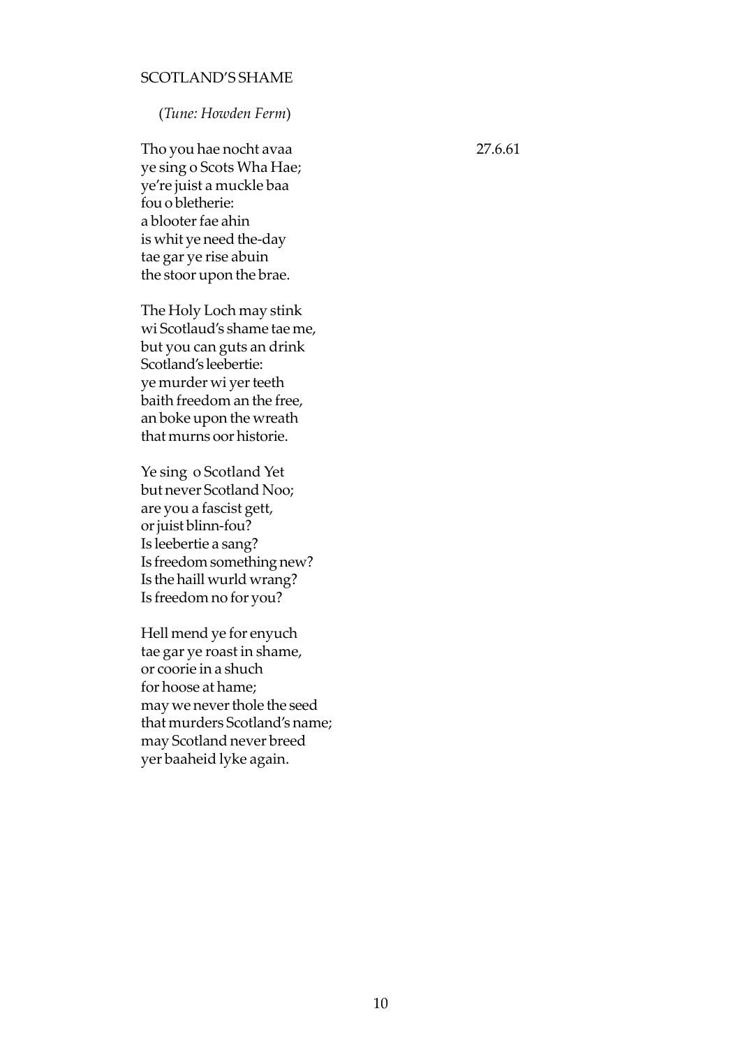## SCOTLAND'S SHAME

(*Tune: Howden Ferm*)

27.6.61

Tho you hae nocht avaa
ye sing o Scots Wha Hae;
ye're juist a muckle baa
fou o bletherie:
a blooter fae ahin
is whit ye need the-day
tae gar ye rise abuin
the stoor upon the brae.

The Holy Loch may stink
wi Scotlaud's shame tae me,
but you can guts an drink
Scotland's leebertie:
ye murder wi yer teeth
baith freedom an the free,
an boke upon the wreath
that murns oor historie.

Ye sing o Scotland Yet
but never Scotland Noo;
are you a fascist gett,
or juist blinn-fou?
Is leebertie a sang?
Is freedom something new?
Is the haill wurld wrang?
Is freedom no for you?

Hell mend ye for enyuch
tae gar ye roast in shame,
or coorie in a shuch
for hoose at hame;
may we never thole the seed
that murders Scotland's name;
may Scotland never breed
yer baaheid lyke again.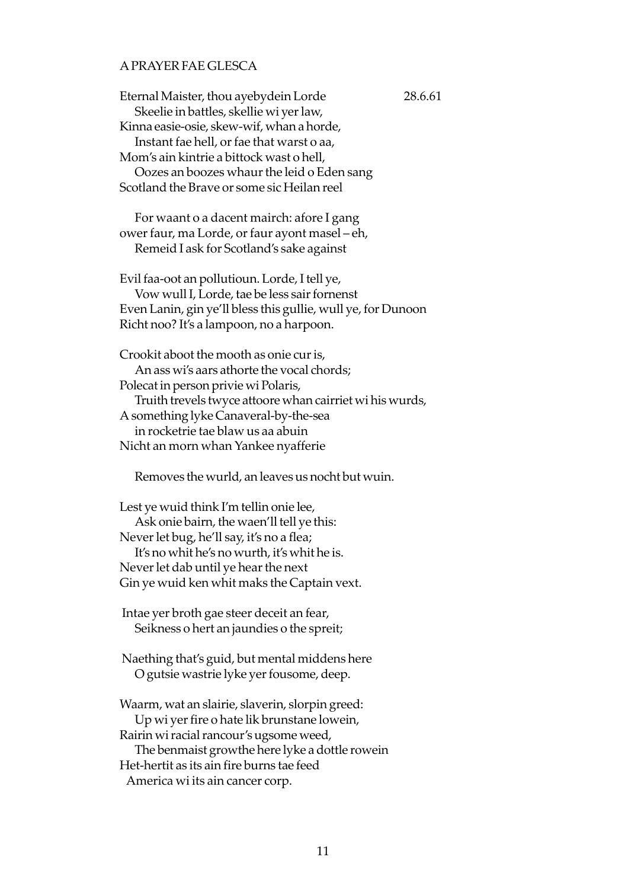## A PRAYER FAE GLESCA

Eternal Maister, thou ayebydein Lorde 28.6.61
Skeelie in battles, skellie wi yer law,
Kinna easie-osie, skew-wif, whan a horde,
Instant fae hell, or fae that warst o aa,
Mom's ain kintrie a bittock wast o hell,
Oozes an boozes whaur the leid o Eden sang
Scotland the Brave or some sic Heilan reel

For waant o a dacent mairch: afore I gang
ower faur, ma Lorde, or faur ayont masel – eh,
Remeid I ask for Scotland's sake against

Evil faa-oot an pollutioun. Lorde, I tell ye,
Vow wull I, Lorde, tae be less sair fornenst
Even Lanin, gin ye'll bless this gullie, wull ye, for Dunoon
Richt noo? It's a lampoon, no a harpoon.

Crookit aboot the mooth as onie cur is,
An ass wi's aars athorte the vocal chords;
Polecat in person privie wi Polaris,
Truith trevels twyce attoore whan cairriet wi his wurds,
A something lyke Canaveral-by-the-sea
in rocketrie tae blaw us aa abuin
Nicht an morn whan Yankee nyafferie

Removes the wurld, an leaves us nocht but wuin.

Lest ye wuid think I'm tellin onie lee,
Ask onie bairn, the waen'll tell ye this:
Never let bug, he'll say, it's no a flea;
It's no whit he's no wurth, it's whit he is.
Never let dab until ye hear the next
Gin ye wuid ken whit maks the Captain vext.

Intae yer broth gae steer deceit an fear,
Seikness o hert an jaundies o the spreit;

Naething that's guid, but mental middens here
O gutsie wastrie lyke yer fousome, deep.

Waarm, wat an slairie, slaverin, slorpin greed:
Up wi yer fire o hate lik brunstane lowein,
Rairin wi racial rancour's ugsome weed,
The benmaist growthe here lyke a dottle rowein
Het-hertit as its ain fire burns tae feed
America wi its ain cancer corp.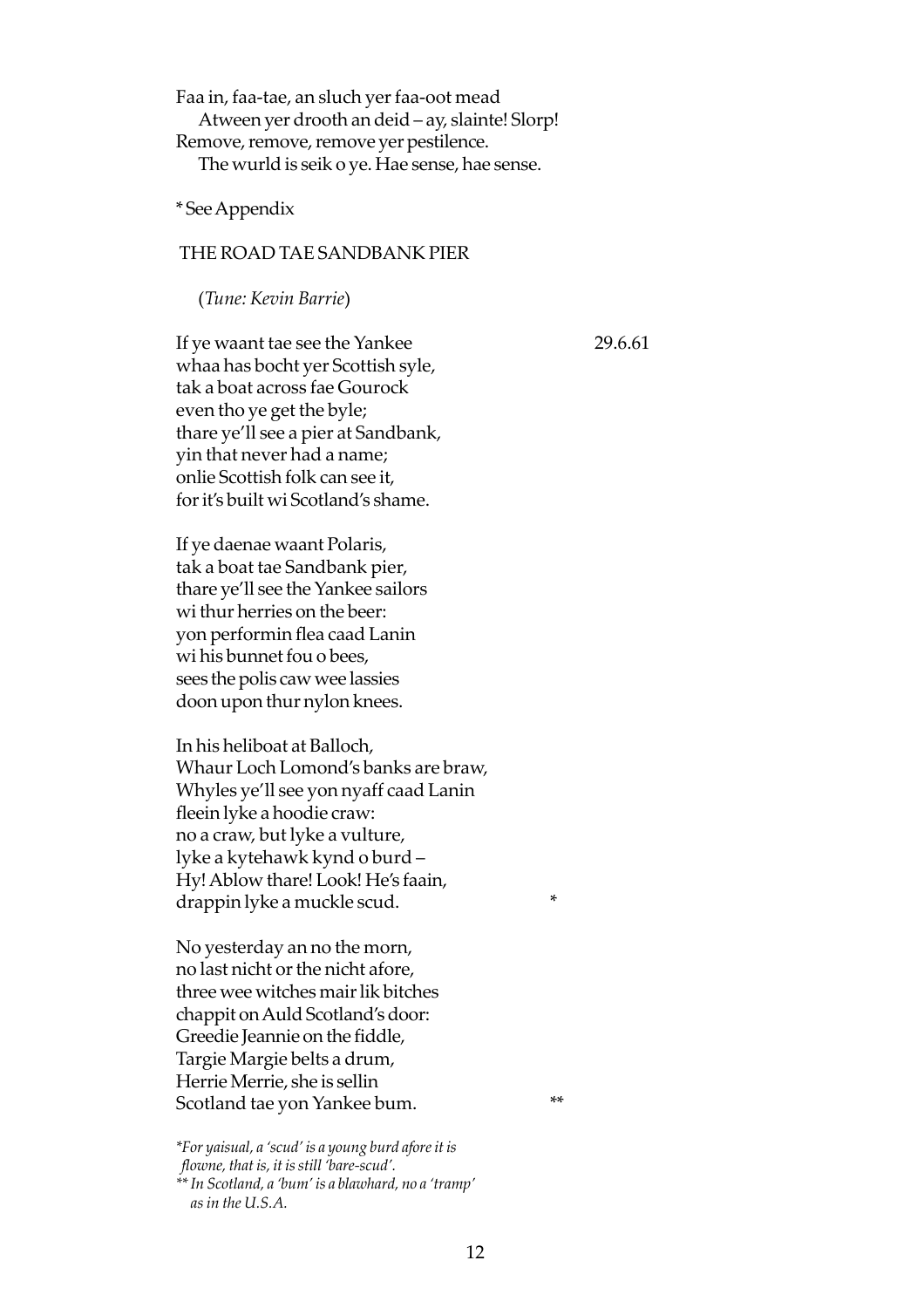Faa in, faa-tae, an sluch yer faa-oot mead
  Atween yer drooth an deid – ay, slainte! Slorp!
Remove, remove, remove yer pestilence.
  The wurld is seik o ye. Hae sense, hae sense.

* See Appendix

## THE ROAD TAE SANDBANK PIER

(*Tune: Kevin Barrie*)

If ye waant tae see the Yankee　　　　29.6.61
whaa has bocht yer Scottish syle,
tak a boat across fae Gourock
even tho ye get the byle;
thare ye'll see a pier at Sandbank,
yin that never had a name;
onlie Scottish folk can see it,
for it's built wi Scotland's shame.

If ye daenae waant Polaris,
tak a boat tae Sandbank pier,
thare ye'll see the Yankee sailors
wi thur herries on the beer:
yon performin flea caad Lanin
wi his bunnet fou o bees,
sees the polis caw wee lassies
doon upon thur nylon knees.

In his heliboat at Balloch,
Whaur Loch Lomond's banks are braw,
Whyles ye'll see yon nyaff caad Lanin
fleein lyke a hoodie craw:
no a craw, but lyke a vulture,
lyke a kytehawk kynd o burd –
Hy! Ablow thare! Look! He's faain,
drappin lyke a muckle scud.　　　　*

No yesterday an no the morn,
no last nicht or the nicht afore,
three wee witches mair lik bitches
chappit on Auld Scotland's door:
Greedie Jeannie on the fiddle,
Targie Margie belts a drum,
Herrie Merrie, she is sellin
Scotland tae yon Yankee bum.　　　　**

*\*For yaisual, a 'scud' is a young burd afore it is flowne, that is, it is still 'bare-scud'.*
*\*\* In Scotland, a 'bum' is a blawhard, no a 'tramp' as in the U.S.A.*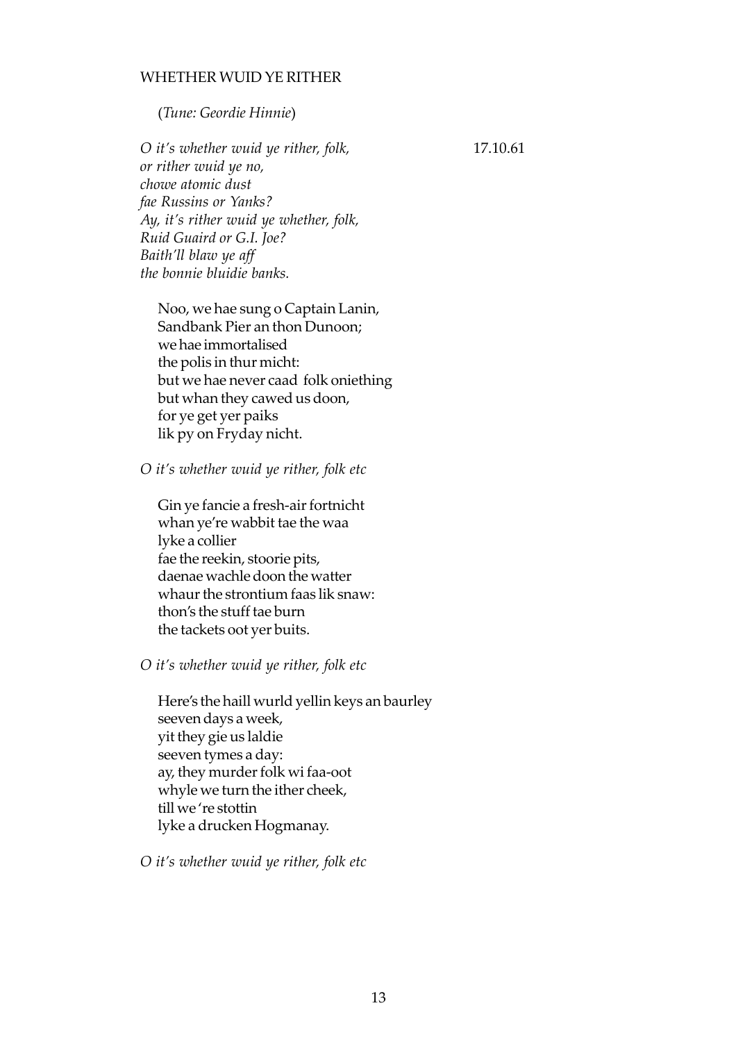## WHETHER WUID YE RITHER

(*Tune: Geordie Hinnie*)

*O it's whether wuid ye rither, folk,*
*or rither wuid ye no,*
*chowe atomic dust*
*fae Russins or Yanks?*
*Ay, it's rither wuid ye whether, folk,*
*Ruid Guaird or G.I. Joe?*
*Baith'll blaw ye aff*
*the bonnie bluidie banks.*

17.10.61

Noo, we hae sung o Captain Lanin,
Sandbank Pier an thon Dunoon;
we hae immortalised
the polis in thur micht:
but we hae never caad folk oniething
but whan they cawed us doon,
for ye get yer paiks
lik py on Fryday nicht.

*O it's whether wuid ye rither, folk etc*

Gin ye fancie a fresh-air fortnicht
whan ye're wabbit tae the waa
lyke a collier
fae the reekin, stoorie pits,
daenae wachle doon the watter
whaur the strontium faas lik snaw:
thon's the stuff tae burn
the tackets oot yer buits.

*O it's whether wuid ye rither, folk etc*

Here's the haill wurld yellin keys an baurley
seeven days a week,
yit they gie us laldie
seeven tymes a day:
ay, they murder folk wi faa-oot
whyle we turn the ither cheek,
till we 're stottin
lyke a drucken Hogmanay.

*O it's whether wuid ye rither, folk etc*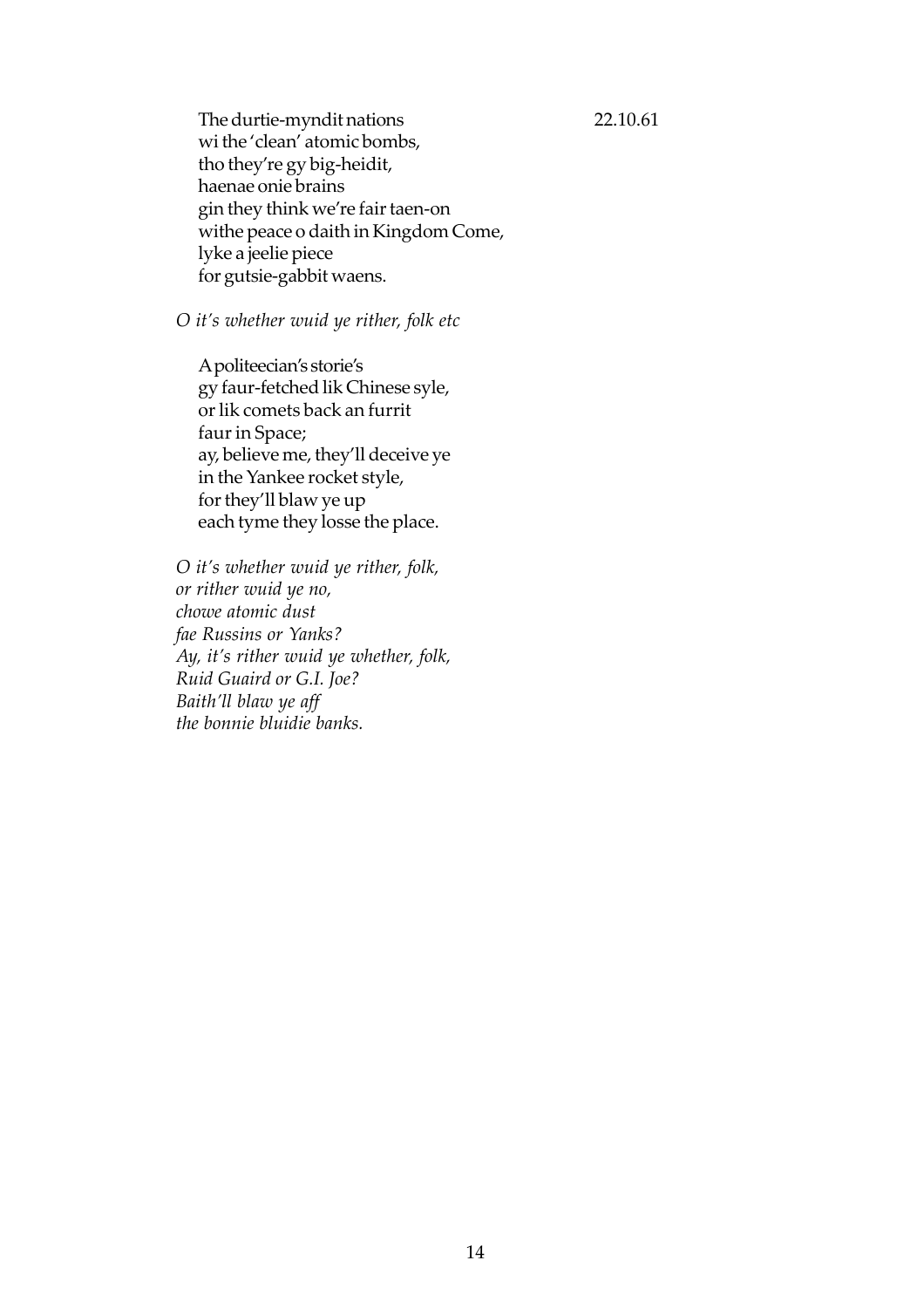The durtie-myndit nations  
wi the 'clean' atomic bombs,  
tho they're gy big-heidit,  
haenae onie brains  
gin they think we're fair taen-on  
withe peace o daith in Kingdom Come,  
lyke a jeelie piece  
for gutsie-gabbit waens.

22.10.61

*O it's whether wuid ye rither, folk etc*

A politeecian's storie's  
gy faur-fetched lik Chinese syle,  
or lik comets back an furrit  
faur in Space;  
ay, believe me, they'll deceive ye  
in the Yankee rocket style,  
for they'll blaw ye up  
each tyme they losse the place.

*O it's whether wuid ye rither, folk,*  
*or rither wuid ye no,*  
*chowe atomic dust*  
*fae Russins or Yanks?*  
*Ay, it's rither wuid ye whether, folk,*  
*Ruid Guaird or G.I. Joe?*  
*Baith'll blaw ye aff*  
*the bonnie bluidie banks.*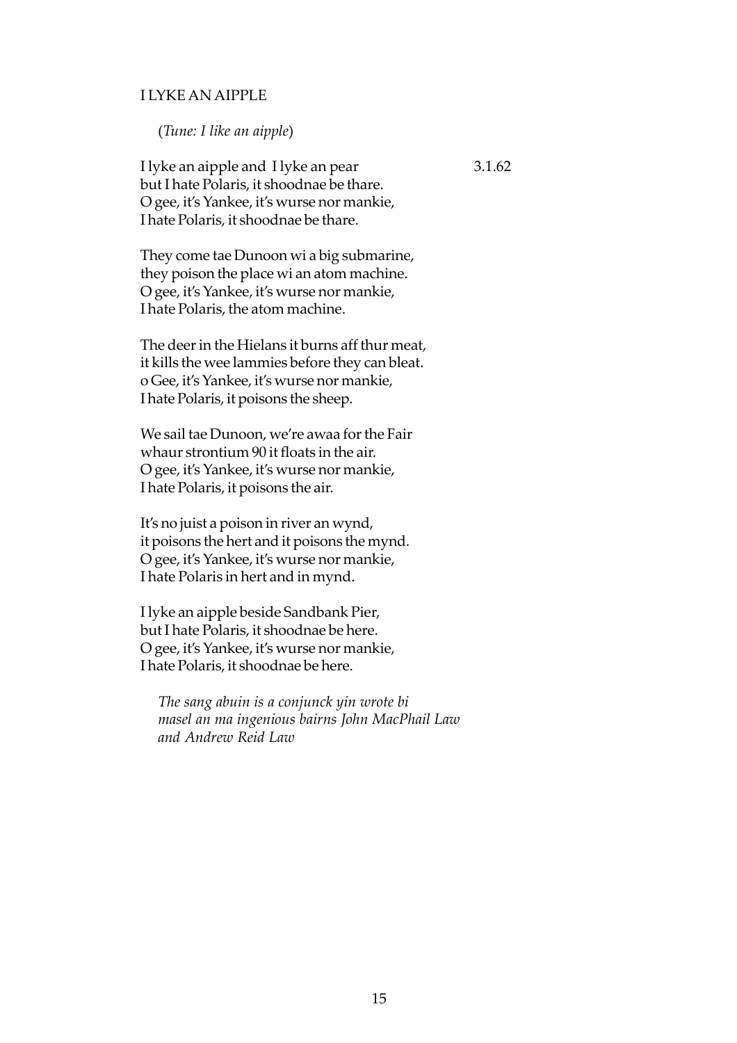## I LYKE AN AIPPLE

(*Tune: I like an aipple*)

I lyke an aipple and I lyke an pear 3.1.62
but I hate Polaris, it shoodnae be thare.
O gee, it's Yankee, it's wurse nor mankie,
I hate Polaris, it shoodnae be thare.

They come tae Dunoon wi a big submarine,
they poison the place wi an atom machine.
O gee, it's Yankee, it's wurse nor mankie,
I hate Polaris, the atom machine.

The deer in the Hielans it burns aff thur meat,
it kills the wee lammies before they can bleat.
o Gee, it's Yankee, it's wurse nor mankie,
I hate Polaris, it poisons the sheep.

We sail tae Dunoon, we're awaa for the Fair
whaur strontium 90 it floats in the air.
O gee, it's Yankee, it's wurse nor mankie,
I hate Polaris, it poisons the air.

It's no juist a poison in river an wynd,
it poisons the hert and it poisons the mynd.
O gee, it's Yankee, it's wurse nor mankie,
I hate Polaris in hert and in mynd.

I lyke an aipple beside Sandbank Pier,
but I hate Polaris, it shoodnae be here.
O gee, it's Yankee, it's wurse nor mankie,
I hate Polaris, it shoodnae be here.

*The sang abuin is a conjunck yin wrote bi masel an ma ingenious bairns John MacPhail Law and Andrew Reid Law*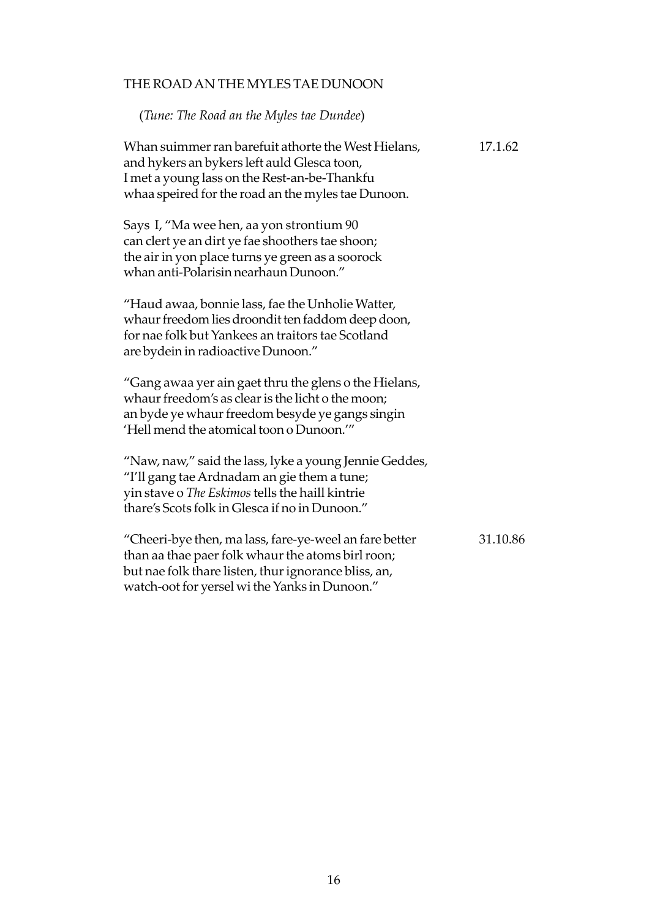## THE ROAD AN THE MYLES TAE DUNOON

(*Tune: The Road an the Myles tae Dundee*)

Whan suimmer ran barefuit athorte the West Hielans, 17.1.62
and hykers an bykers left auld Glesca toon,
I met a young lass on the Rest-an-be-Thankfu
whaa speired for the road an the myles tae Dunoon.

Says I, "Ma wee hen, aa yon strontium 90
can clert ye an dirt ye fae shoothers tae shoon;
the air in yon place turns ye green as a soorock
whan anti-Polarisin nearhaun Dunoon."

"Haud awaa, bonnie lass, fae the Unholie Watter,
whaur freedom lies droondit ten faddom deep doon,
for nae folk but Yankees an traitors tae Scotland
are bydein in radioactive Dunoon."

"Gang awaa yer ain gaet thru the glens o the Hielans,
whaur freedom's as clear is the licht o the moon;
an byde ye whaur freedom besyde ye gangs singin
'Hell mend the atomical toon o Dunoon.'"

"Naw, naw," said the lass, lyke a young Jennie Geddes,
"I'll gang tae Ardnadam an gie them a tune;
yin stave o *The Eskimos* tells the haill kintrie
thare's Scots folk in Glesca if no in Dunoon."

"Cheeri-bye then, ma lass, fare-ye-weel an fare better 31.10.86
than aa thae paer folk whaur the atoms birl roon;
but nae folk thare listen, thur ignorance bliss, an,
watch-oot for yersel wi the Yanks in Dunoon."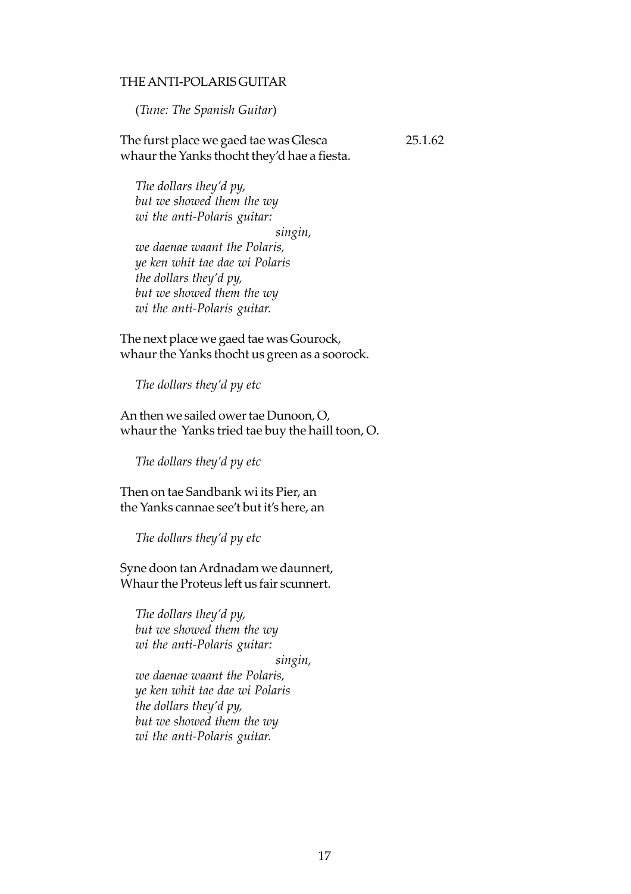## THE ANTI-POLARIS GUITAR

(*Tune: The Spanish Guitar*)

The furst place we gaed tae was Glesca 25.1.62
whaur the Yanks thocht they'd hae a fiesta.

*The dollars they'd py,*
*but we showed them the wy*
*wi the anti-Polaris guitar:*
*singin,*
*we daenae waant the Polaris,*
*ye ken whit tae dae wi Polaris*
*the dollars they'd py,*
*but we showed them the wy*
*wi the anti-Polaris guitar.*

The next place we gaed tae was Gourock,
whaur the Yanks thocht us green as a soorock.

*The dollars they'd py etc*

An then we sailed ower tae Dunoon, O,
whaur the Yanks tried tae buy the haill toon, O.

*The dollars they'd py etc*

Then on tae Sandbank wi its Pier, an
the Yanks cannae see't but it's here, an

*The dollars they'd py etc*

Syne doon tan Ardnadam we daunnert,
Whaur the Proteus left us fair scunnert.

*The dollars they'd py,*
*but we showed them the wy*
*wi the anti-Polaris guitar:*
*singin,*
*we daenae waant the Polaris,*
*ye ken whit tae dae wi Polaris*
*the dollars they'd py,*
*but we showed them the wy*
*wi the anti-Polaris guitar.*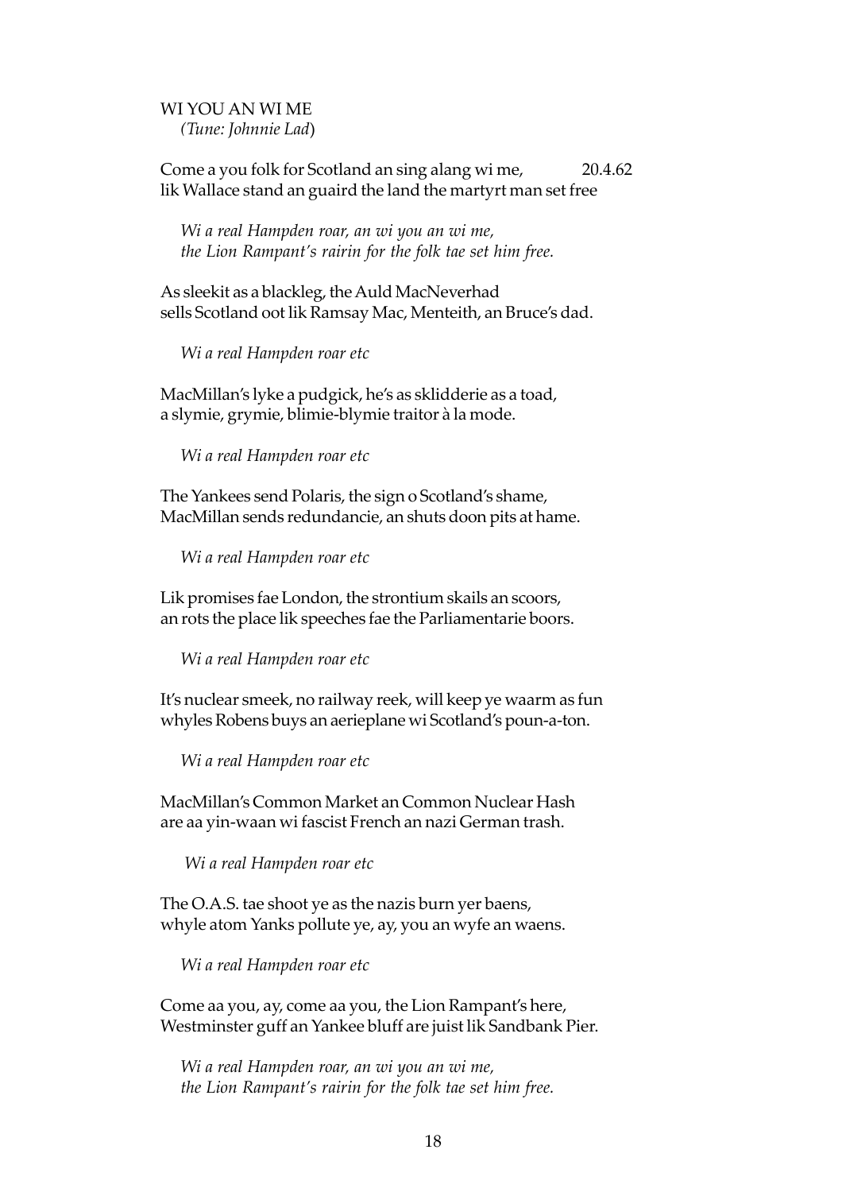WI YOU AN WI ME
*(Tune: Johnnie Lad)*

Come a you folk for Scotland an sing alang wi me, 20.4.62
lik Wallace stand an guaird the land the martyrt man set free

*Wi a real Hampden roar, an wi you an wi me,*
*the Lion Rampant's rairin for the folk tae set him free.*

As sleekit as a blackleg, the Auld MacNeverhad
sells Scotland oot lik Ramsay Mac, Menteith, an Bruce's dad.

*Wi a real Hampden roar etc*

MacMillan's lyke a pudgick, he's as sklidderie as a toad,
a slymie, grymie, blimie-blymie traitor à la mode.

*Wi a real Hampden roar etc*

The Yankees send Polaris, the sign o Scotland's shame,
MacMillan sends redundancie, an shuts doon pits at hame.

*Wi a real Hampden roar etc*

Lik promises fae London, the strontium skails an scoors,
an rots the place lik speeches fae the Parliamentarie boors.

*Wi a real Hampden roar etc*

It's nuclear smeek, no railway reek, will keep ye waarm as fun
whyles Robens buys an aerieplane wi Scotland's poun-a-ton.

*Wi a real Hampden roar etc*

MacMillan's Common Market an Common Nuclear Hash
are aa yin-waan wi fascist French an nazi German trash.

*Wi a real Hampden roar etc*

The O.A.S. tae shoot ye as the nazis burn yer baens,
whyle atom Yanks pollute ye, ay, you an wyfe an waens.

*Wi a real Hampden roar etc*

Come aa you, ay, come aa you, the Lion Rampant's here,
Westminster guff an Yankee bluff are juist lik Sandbank Pier.

*Wi a real Hampden roar, an wi you an wi me,*
*the Lion Rampant's rairin for the folk tae set him free.*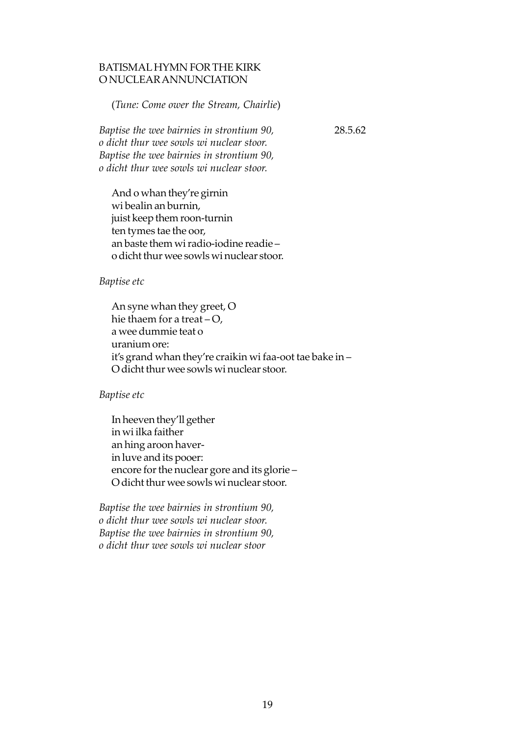## BATISMAL HYMN FOR THE KIRK O NUCLEAR ANNUNCIATION

(*Tune: Come ower the Stream, Chairlie*)

*Baptise the wee bairnies in strontium 90,*  
*o dicht thur wee sowls wi nuclear stoor.*  
*Baptise the wee bairnies in strontium 90,*  
*o dicht thur wee sowls wi nuclear stoor.*

28.5.62

And o whan they're girnin  
wi bealin an burnin,  
juist keep them roon-turnin  
ten tymes tae the oor,  
an baste them wi radio-iodine readie –  
o dicht thur wee sowls wi nuclear stoor.

*Baptise etc*

An syne whan they greet, O  
hie thaem for a treat – O,  
a wee dummie teat o  
uranium ore:  
it's grand whan they're craikin wi faa-oot tae bake in –  
O dicht thur wee sowls wi nuclear stoor.

*Baptise etc*

In heeven they'll gether  
in wi ilka faither  
an hing aroon haver-  
in luve and its pooer:  
encore for the nuclear gore and its glorie –  
O dicht thur wee sowls wi nuclear stoor.

*Baptise the wee bairnies in strontium 90,*  
*o dicht thur wee sowls wi nuclear stoor.*  
*Baptise the wee bairnies in strontium 90,*  
*o dicht thur wee sowls wi nuclear stoor*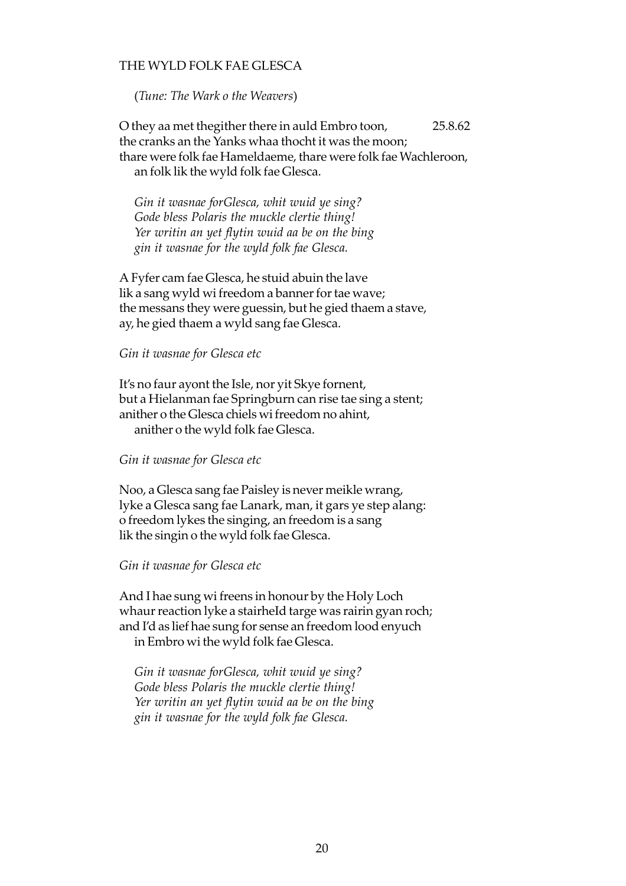## THE WYLD FOLK FAE GLESCA

(*Tune: The Wark o the Weavers*)

O they aa met thegither there in auld Embro toon, 25.8.62
the cranks an the Yanks whaa thocht it was the moon;
thare were folk fae Hameldaeme, thare were folk fae Wachleroon,
an folk lik the wyld folk fae Glesca.

*Gin it wasnae forGlesca, whit wuid ye sing?*
*Gode bless Polaris the muckle clertie thing!*
*Yer writin an yet flytin wuid aa be on the bing*
*gin it wasnae for the wyld folk fae Glesca.*

A Fyfer cam fae Glesca, he stuid abuin the lave
lik a sang wyld wi freedom a banner for tae wave;
the messans they were guessin, but he gied thaem a stave,
ay, he gied thaem a wyld sang fae Glesca.

*Gin it wasnae for Glesca etc*

It's no faur ayont the Isle, nor yit Skye fornent,
but a Hielanman fae Springburn can rise tae sing a stent;
anither o the Glesca chiels wi freedom no ahint,
anither o the wyld folk fae Glesca.

*Gin it wasnae for Glesca etc*

Noo, a Glesca sang fae Paisley is never meikle wrang,
lyke a Glesca sang fae Lanark, man, it gars ye step alang:
o freedom lykes the singing, an freedom is a sang
lik the singin o the wyld folk fae Glesca.

*Gin it wasnae for Glesca etc*

And I hae sung wi freens in honour by the Holy Loch
whaur reaction lyke a stairheId targe was rairin gyan roch;
and I'd as lief hae sung for sense an freedom lood enyuch
in Embro wi the wyld folk fae Glesca.

*Gin it wasnae forGlesca, whit wuid ye sing?*
*Gode bless Polaris the muckle clertie thing!*
*Yer writin an yet flytin wuid aa be on the bing*
*gin it wasnae for the wyld folk fae Glesca.*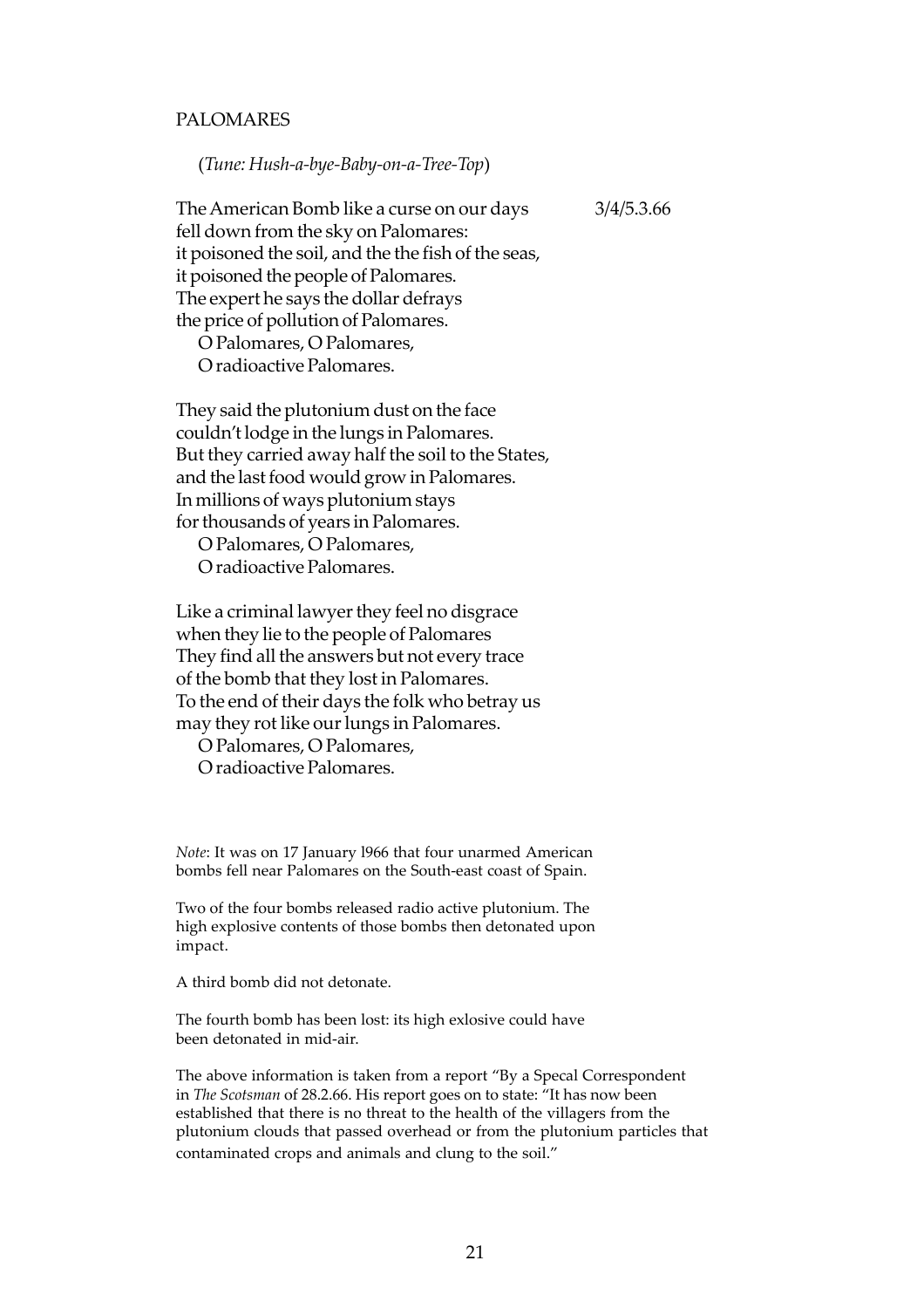# PALOMARES

(*Tune: Hush-a-bye-Baby-on-a-Tree-Top*)

The American Bomb like a curse on our days 3/4/5.3.66
fell down from the sky on Palomares:
it poisoned the soil, and the the fish of the seas,
it poisoned the people of Palomares.
The expert he says the dollar defrays
the price of pollution of Palomares.
O Palomares, O Palomares,
O radioactive Palomares.

They said the plutonium dust on the face
couldn't lodge in the lungs in Palomares.
But they carried away half the soil to the States,
and the last food would grow in Palomares.
In millions of ways plutonium stays
for thousands of years in Palomares.
O Palomares, O Palomares,
O radioactive Palomares.

Like a criminal lawyer they feel no disgrace
when they lie to the people of Palomares
They find all the answers but not every trace
of the bomb that they lost in Palomares.
To the end of their days the folk who betray us
may they rot like our lungs in Palomares.
O Palomares, O Palomares,
O radioactive Palomares.

*Note*: It was on 17 January l966 that four unarmed American bombs fell near Palomares on the South-east coast of Spain.

Two of the four bombs released radio active plutonium. The high explosive contents of those bombs then detonated upon impact.

A third bomb did not detonate.

The fourth bomb has been lost: its high exlosive could have been detonated in mid-air.

The above information is taken from a report "By a Specal Correspondent in *The Scotsman* of 28.2.66. His report goes on to state: "It has now been established that there is no threat to the health of the villagers from the plutonium clouds that passed overhead or from the plutonium particles that contaminated crops and animals and clung to the soil."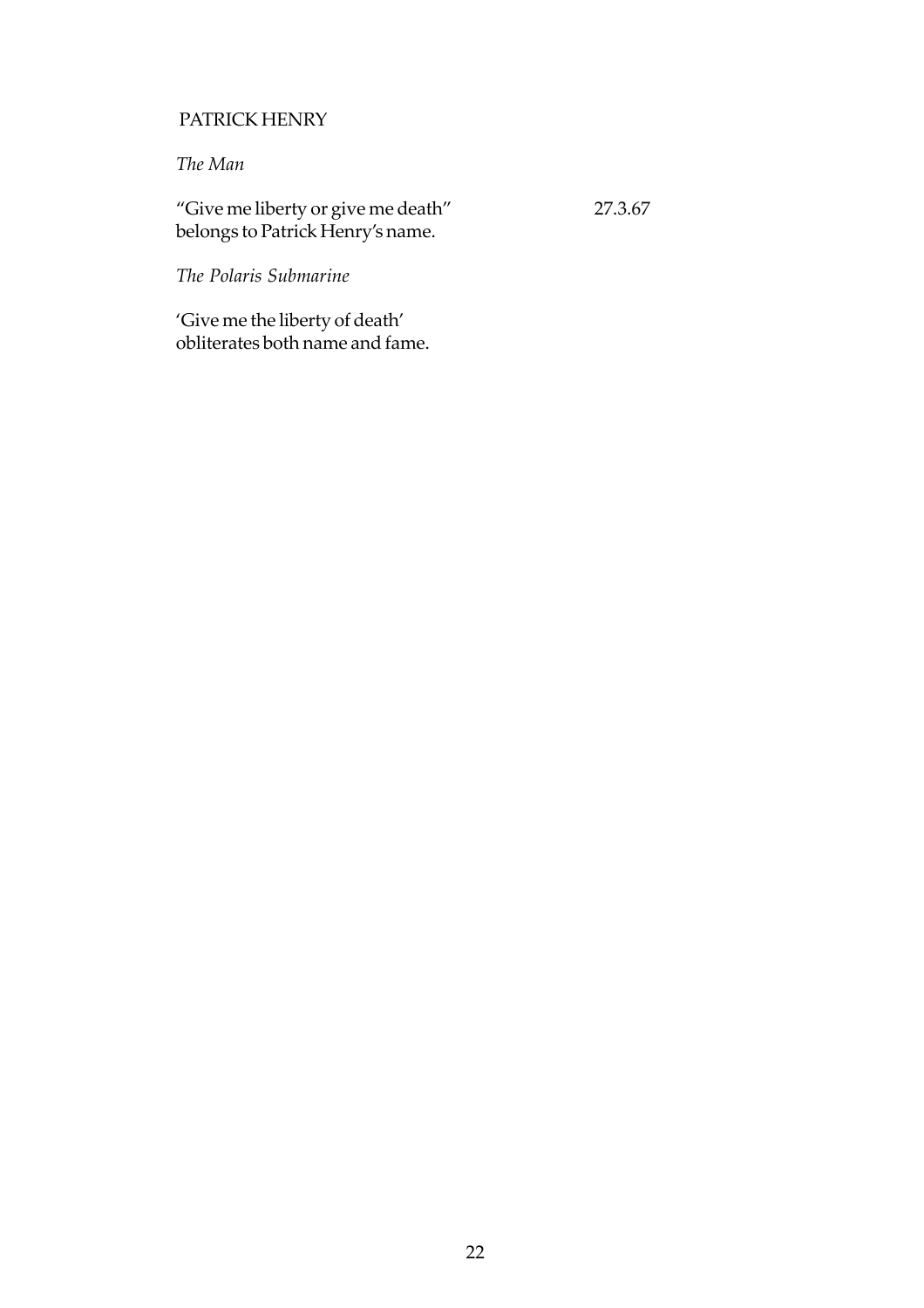## PATRICK HENRY

*The Man*

"Give me liberty or give me death"  
belongs to Patrick Henry's name.

27.3.67

*The Polaris Submarine*

'Give me the liberty of death'  
obliterates both name and fame.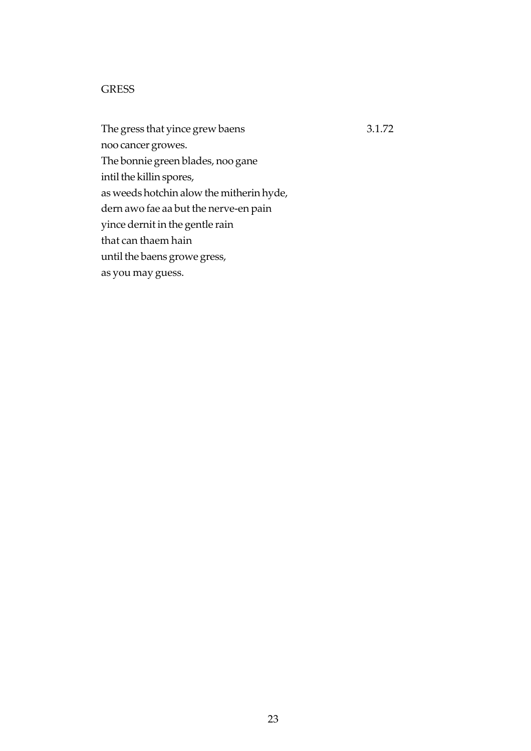## GRESS

The gress that yince grew baens 3.1.72  
noo cancer growes.  
The bonnie green blades, noo gane  
intil the killin spores,  
as weeds hotchin alow the mitherin hyde,  
dern awo fae aa but the nerve-en pain  
yince dernit in the gentle rain  
that can thaem hain  
until the baens growe gress,  
as you may guess.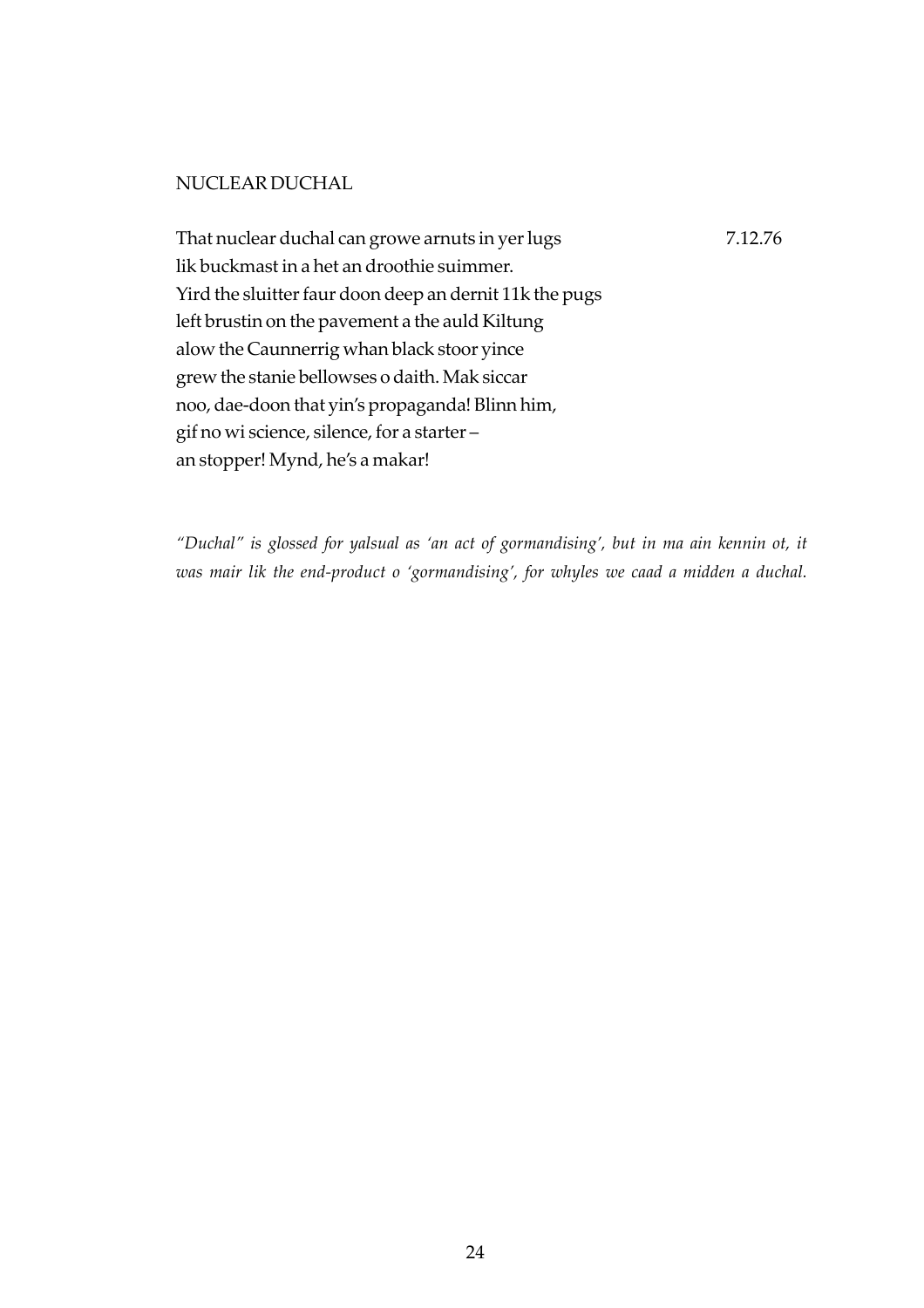## NUCLEAR DUCHAL

That nuclear duchal can growe arnuts in yer lugs 7.12.76
lik buckmast in a het an droothie suimmer.
Yird the sluitter faur doon deep an dernit 11k the pugs
left brustin on the pavement a the auld Kiltung
alow the Caunnerrig whan black stoor yince
grew the stanie bellowses o daith. Mak siccar
noo, dae-doon that yin's propaganda! Blinn him,
gif no wi science, silence, for a starter –
an stopper! Mynd, he's a makar!

*"Duchal" is glossed for yalsual as 'an act of gormandising', but in ma ain kennin ot, it was mair lik the end-product o 'gormandising', for whyles we caad a midden a duchal.*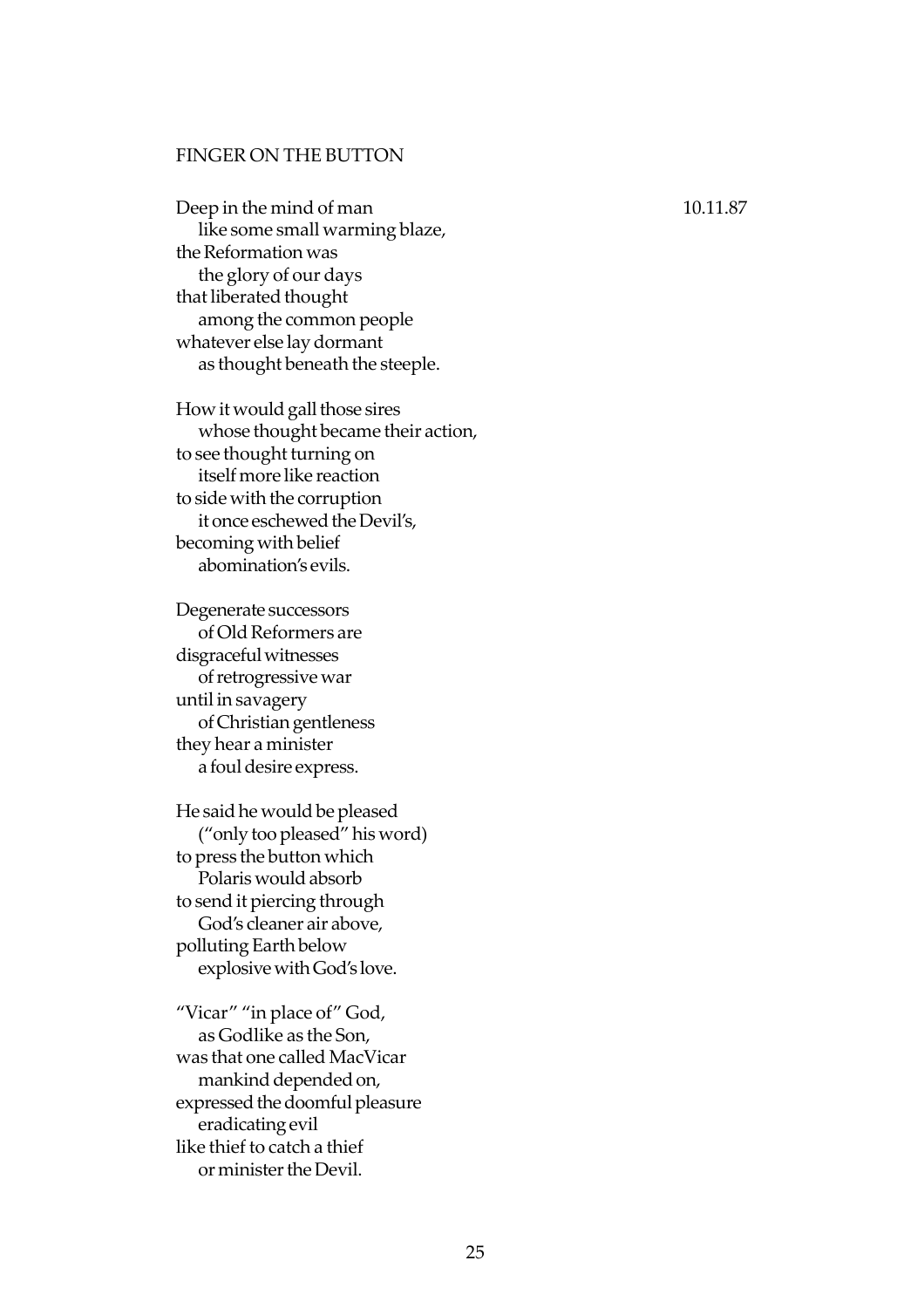## FINGER ON THE BUTTON

10.11.87

Deep in the mind of man
   like some small warming blaze,
the Reformation was
   the glory of our days
that liberated thought
   among the common people
whatever else lay dormant
   as thought beneath the steeple.

How it would gall those sires
   whose thought became their action,
to see thought turning on
   itself more like reaction
to side with the corruption
   it once eschewed the Devil's,
becoming with belief
   abomination's evils.

Degenerate successors
   of Old Reformers are
disgraceful witnesses
   of retrogressive war
until in savagery
   of Christian gentleness
they hear a minister
   a foul desire express.

He said he would be pleased
   ("only too pleased" his word)
to press the button which
   Polaris would absorb
to send it piercing through
   God's cleaner air above,
polluting Earth below
   explosive with God's love.

"Vicar" "in place of" God,
   as Godlike as the Son,
was that one called MacVicar
   mankind depended on,
expressed the doomful pleasure
   eradicating evil
like thief to catch a thief
   or minister the Devil.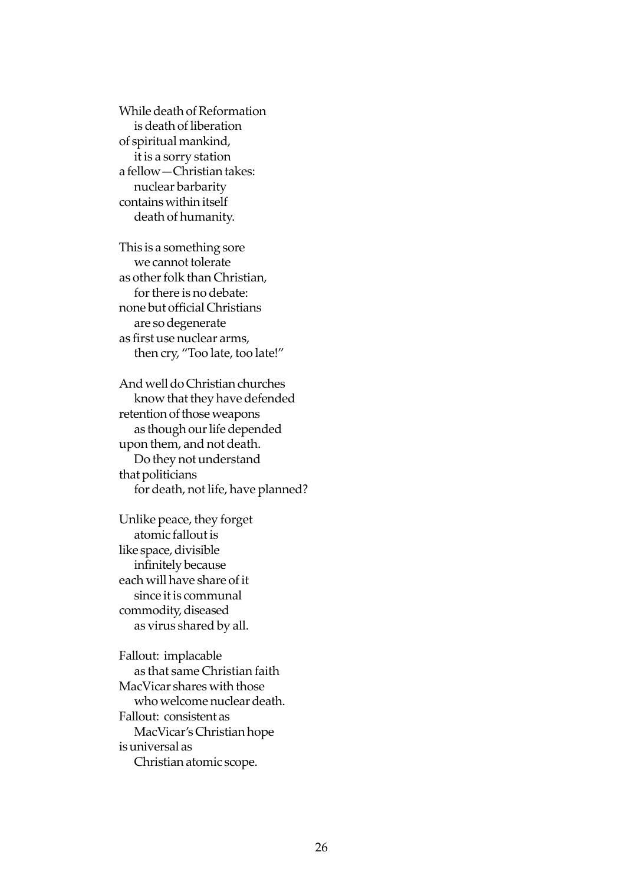While death of Reformation
    is death of liberation
of spiritual mankind,
    it is a sorry station
a fellow—Christian takes:
    nuclear barbarity
contains within itself
    death of humanity.

This is a something sore
    we cannot tolerate
as other folk than Christian,
    for there is no debate:
none but official Christians
    are so degenerate
as first use nuclear arms,
    then cry, "Too late, too late!"

And well do Christian churches
    know that they have defended
retention of those weapons
    as though our life depended
upon them, and not death.
    Do they not understand
that politicians
    for death, not life, have planned?

Unlike peace, they forget
    atomic fallout is
like space, divisible
    infinitely because
each will have share of it
    since it is communal
commodity, diseased
    as virus shared by all.

Fallout:  implacable
    as that same Christian faith
MacVicar shares with those
    who welcome nuclear death.
Fallout:  consistent as
    MacVicar's Christian hope
is universal as
    Christian atomic scope.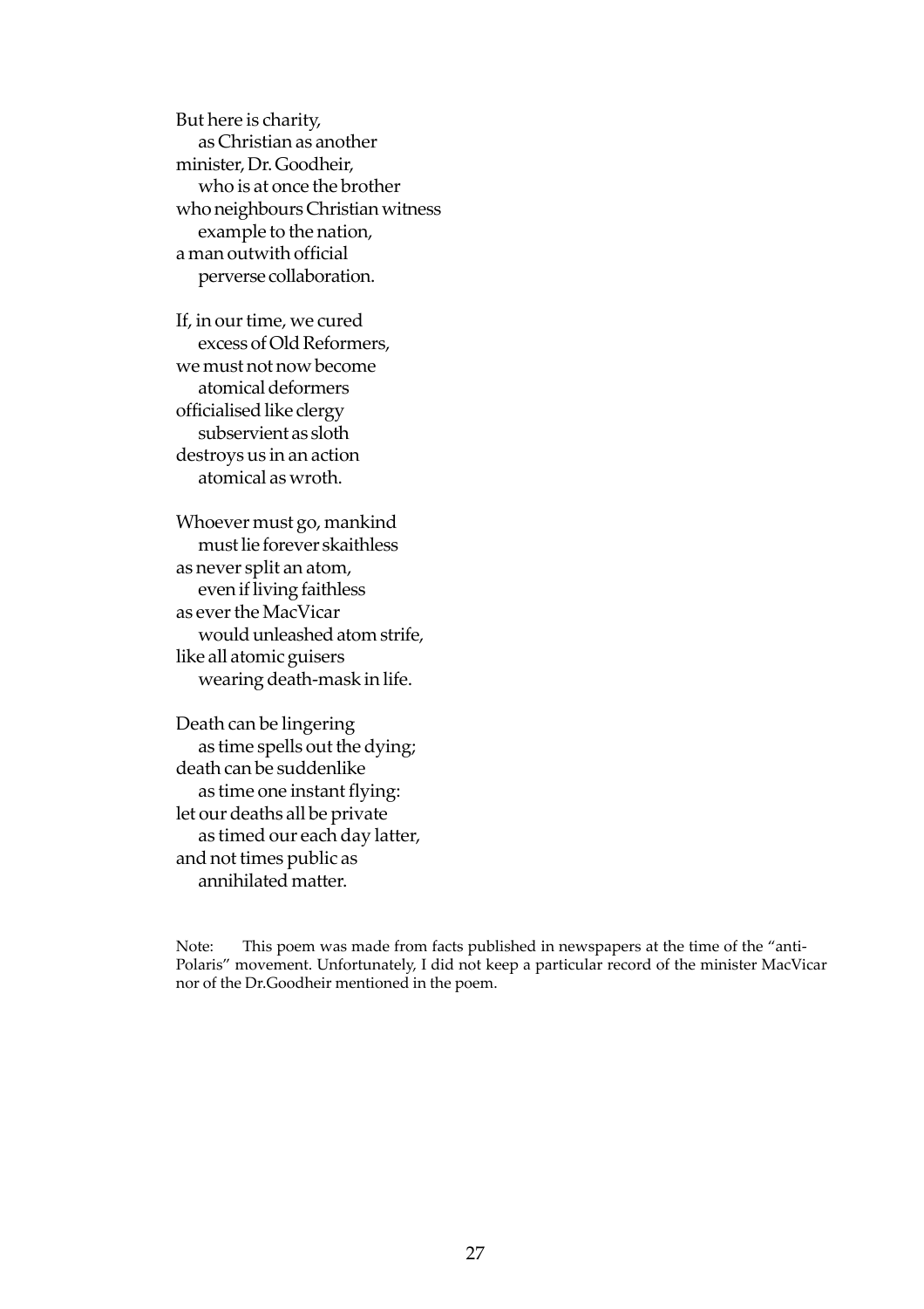But here is charity,  
&nbsp;&nbsp;&nbsp;&nbsp;as Christian as another  
minister, Dr. Goodheir,  
&nbsp;&nbsp;&nbsp;&nbsp;who is at once the brother  
who neighbours Christian witness  
&nbsp;&nbsp;&nbsp;&nbsp;example to the nation,  
a man outwith official  
&nbsp;&nbsp;&nbsp;&nbsp;perverse collaboration.

If, in our time, we cured  
&nbsp;&nbsp;&nbsp;&nbsp;excess of Old Reformers,  
we must not now become  
&nbsp;&nbsp;&nbsp;&nbsp;atomical deformers  
officialised like clergy  
&nbsp;&nbsp;&nbsp;&nbsp;subservient as sloth  
destroys us in an action  
&nbsp;&nbsp;&nbsp;&nbsp;atomical as wroth.

Whoever must go, mankind  
&nbsp;&nbsp;&nbsp;&nbsp;must lie forever skaithless  
as never split an atom,  
&nbsp;&nbsp;&nbsp;&nbsp;even if living faithless  
as ever the MacVicar  
&nbsp;&nbsp;&nbsp;&nbsp;would unleashed atom strife,  
like all atomic guisers  
&nbsp;&nbsp;&nbsp;&nbsp;wearing death-mask in life.

Death can be lingering  
&nbsp;&nbsp;&nbsp;&nbsp;as time spells out the dying;  
death can be suddenlike  
&nbsp;&nbsp;&nbsp;&nbsp;as time one instant flying:  
let our deaths all be private  
&nbsp;&nbsp;&nbsp;&nbsp;as timed our each day latter,  
and not times public as  
&nbsp;&nbsp;&nbsp;&nbsp;annihilated matter.

Note: This poem was made from facts published in newspapers at the time of the "anti-Polaris" movement. Unfortunately, I did not keep a particular record of the minister MacVicar nor of the Dr.Goodheir mentioned in the poem.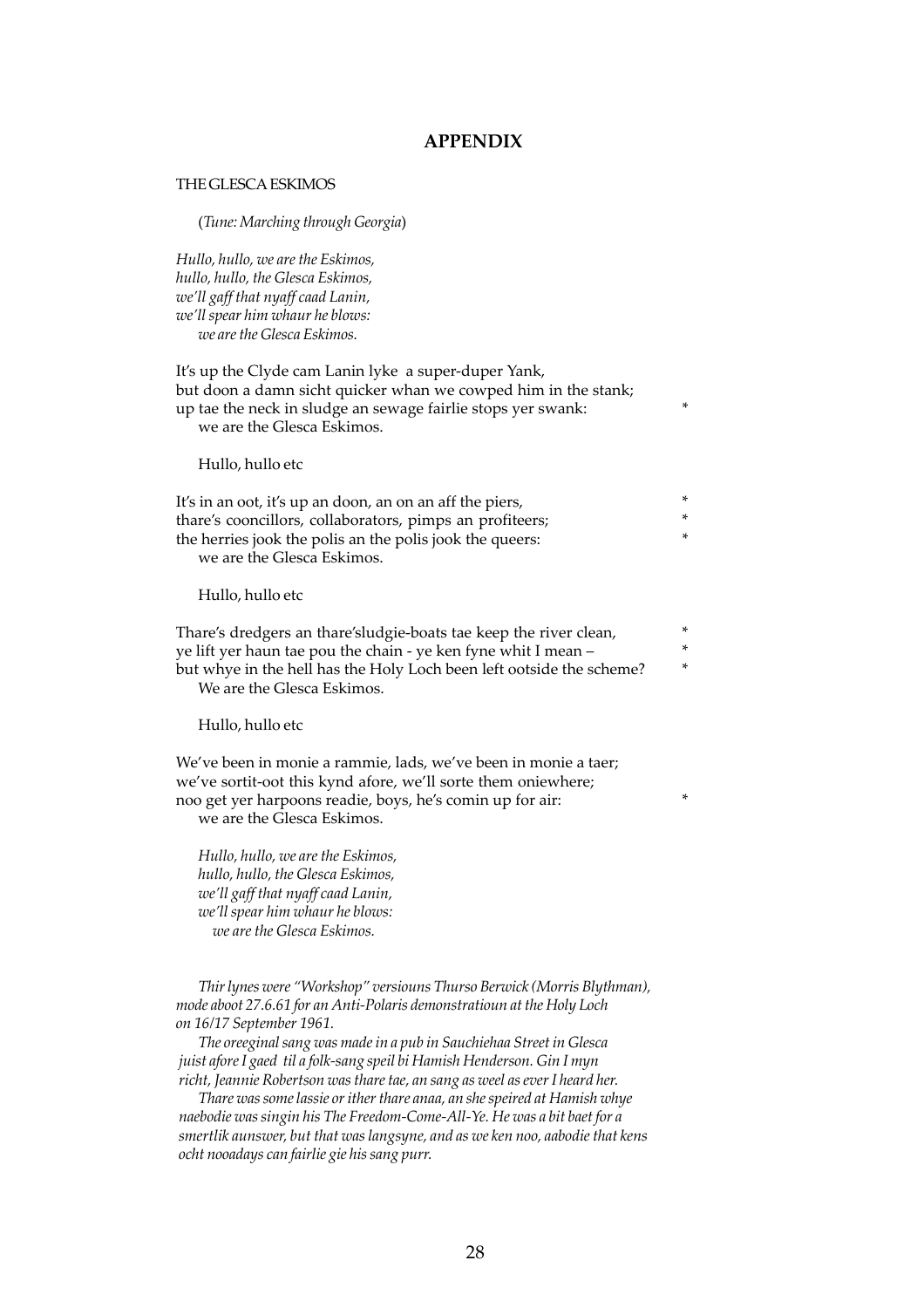## APPENDIX

THE GLESCA ESKIMOS

(*Tune: Marching through Georgia*)

*Hullo, hullo, we are the Eskimos,*
*hullo, hullo, the Glesca Eskimos,*
*we'll gaff that nyaff caad Lanin,*
*we'll spear him whaur he blows:*
*we are the Glesca Eskimos.*

It's up the Clyde cam Lanin lyke a super-duper Yank,
but doon a damn sicht quicker whan we cowped him in the stank;
up tae the neck in sludge an sewage fairlie stops yer swank: *
we are the Glesca Eskimos.

Hullo, hullo etc

It's in an oot, it's up an doon, an on an aff the piers, *
thare's cooncillors, collaborators, pimps an profiteers; *
the herries jook the polis an the polis jook the queers: *
we are the Glesca Eskimos.

Hullo, hullo etc

Thare's dredgers an thare'sludgie-boats tae keep the river clean, *
ye lift yer haun tae pou the chain - ye ken fyne whit I mean – *
but whye in the hell has the Holy Loch been left ootside the scheme? *
We are the Glesca Eskimos.

Hullo, hullo etc

We've been in monie a rammie, lads, we've been in monie a taer;
we've sortit-oot this kynd afore, we'll sorte them oniewhere;
noo get yer harpoons readie, boys, he's comin up for air: *
we are the Glesca Eskimos.

*Hullo, hullo, we are the Eskimos,*
*hullo, hullo, the Glesca Eskimos,*
*we'll gaff that nyaff caad Lanin,*
*we'll spear him whaur he blows:*
*we are the Glesca Eskimos.*

*Thir lynes were "Workshop" versiouns Thurso Berwick (Morris Blythman), mode aboot 27.6.61 for an Anti-Polaris demonstratioun at the Holy Loch on 16/17 September 1961.*

*The oreeginal sang was made in a pub in Sauchiehaa Street in Glesca juist afore I gaed til a folk-sang speil bi Hamish Henderson. Gin I myn richt, Jeannie Robertson was thare tae, an sang as weel as ever I heard her.*

*Thare was some lassie or ither thare anaa, an she speired at Hamish whye naebodie was singin his The Freedom-Come-All-Ye. He was a bit baet for a smertlik aunswer, but that was langsyne, and as we ken noo, aabodie that kens ocht nooadays can fairlie gie his sang purr.*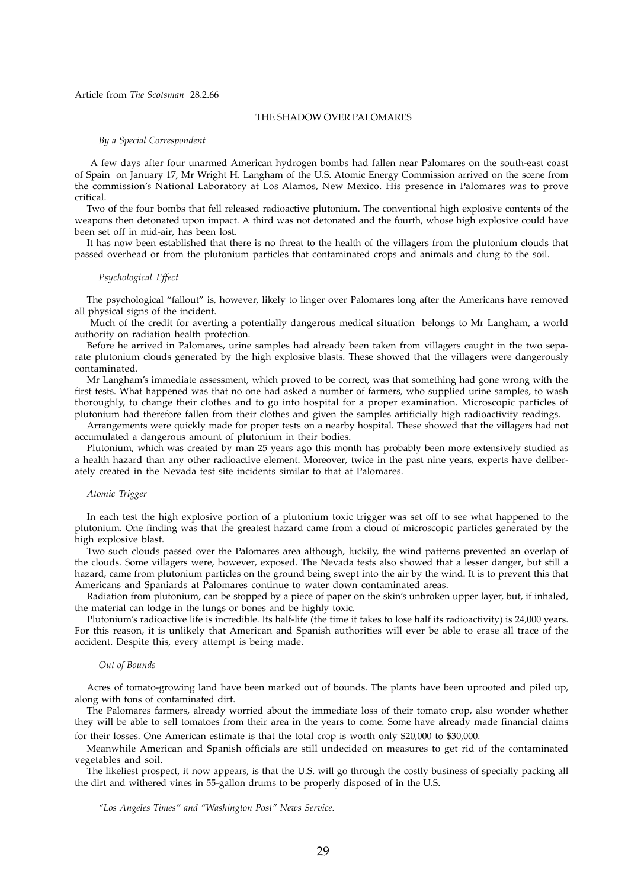Article from *The Scotsman* 28.2.66

## THE SHADOW OVER PALOMARES

*By a Special Correspondent*

A few days after four unarmed American hydrogen bombs had fallen near Palomares on the south-east coast of Spain on January 17, Mr Wright H. Langham of the U.S. Atomic Energy Commission arrived on the scene from the commission's National Laboratory at Los Alamos, New Mexico. His presence in Palomares was to prove critical.

Two of the four bombs that fell released radioactive plutonium. The conventional high explosive contents of the weapons then detonated upon impact. A third was not detonated and the fourth, whose high explosive could have been set off in mid-air, has been lost.

It has now been established that there is no threat to the health of the villagers from the plutonium clouds that passed overhead or from the plutonium particles that contaminated crops and animals and clung to the soil.

### *Psychological Effect*

The psychological "fallout" is, however, likely to linger over Palomares long after the Americans have removed all physical signs of the incident.

Much of the credit for averting a potentially dangerous medical situation belongs to Mr Langham, a world authority on radiation health protection.

Before he arrived in Palomares, urine samples had already been taken from villagers caught in the two separate plutonium clouds generated by the high explosive blasts. These showed that the villagers were dangerously contaminated.

Mr Langham's immediate assessment, which proved to be correct, was that something had gone wrong with the first tests. What happened was that no one had asked a number of farmers, who supplied urine samples, to wash thoroughly, to change their clothes and to go into hospital for a proper examination. Microscopic particles of plutonium had therefore fallen from their clothes and given the samples artificially high radioactivity readings.

Arrangements were quickly made for proper tests on a nearby hospital. These showed that the villagers had not accumulated a dangerous amount of plutonium in their bodies.

Plutonium, which was created by man 25 years ago this month has probably been more extensively studied as a health hazard than any other radioactive element. Moreover, twice in the past nine years, experts have deliberately created in the Nevada test site incidents similar to that at Palomares.

### *Atomic Trigger*

In each test the high explosive portion of a plutonium toxic trigger was set off to see what happened to the plutonium. One finding was that the greatest hazard came from a cloud of microscopic particles generated by the high explosive blast.

Two such clouds passed over the Palomares area although, luckily, the wind patterns prevented an overlap of the clouds. Some villagers were, however, exposed. The Nevada tests also showed that a lesser danger, but still a hazard, came from plutonium particles on the ground being swept into the air by the wind. It is to prevent this that Americans and Spaniards at Palomares continue to water down contaminated areas.

Radiation from plutonium, can be stopped by a piece of paper on the skin's unbroken upper layer, but, if inhaled, the material can lodge in the lungs or bones and be highly toxic.

Plutonium's radioactive life is incredible. Its half-life (the time it takes to lose half its radioactivity) is 24,000 years. For this reason, it is unlikely that American and Spanish authorities will ever be able to erase all trace of the accident. Despite this, every attempt is being made.

### *Out of Bounds*

Acres of tomato-growing land have been marked out of bounds. The plants have been uprooted and piled up, along with tons of contaminated dirt.

The Palomares farmers, already worried about the immediate loss of their tomato crop, also wonder whether they will be able to sell tomatoes from their area in the years to come. Some have already made financial claims for their losses. One American estimate is that the total crop is worth only $20,000 to $30,000.

Meanwhile American and Spanish officials are still undecided on measures to get rid of the contaminated vegetables and soil.

The likeliest prospect, it now appears, is that the U.S. will go through the costly business of specially packing all the dirt and withered vines in 55-gallon drums to be properly disposed of in the U.S.

*"Los Angeles Times" and "Washington Post" News Service.*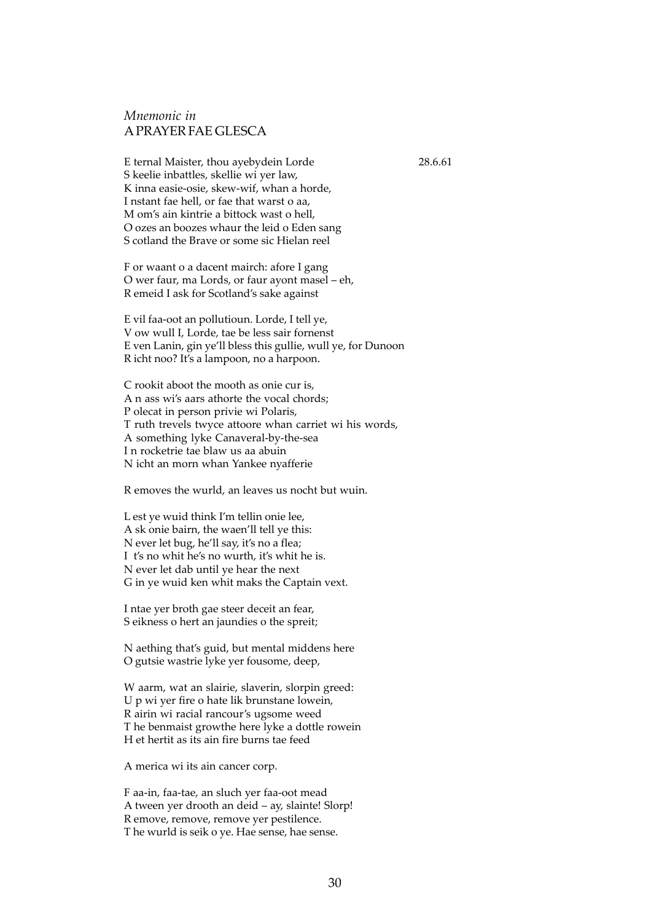*Mnemonic in*
A PRAYER FAE GLESCA

E ternal Maister, thou ayebydein Lorde 28.6.61
S keelie inbattles, skellie wi yer law,
K inna easie-osie, skew-wif, whan a horde,
I nstant fae hell, or fae that warst o aa,
M om's ain kintrie a bittock wast o hell,
O ozes an boozes whaur the leid o Eden sang
S cotland the Brave or some sic Hielan reel

F or waant o a dacent mairch: afore I gang
O wer faur, ma Lords, or faur ayont masel – eh,
R emeid I ask for Scotland's sake against

E vil faa-oot an pollutioun. Lorde, I tell ye,
V ow wull I, Lorde, tae be less sair fornenst
E ven Lanin, gin ye'll bless this gullie, wull ye, for Dunoon
R icht noo? It's a lampoon, no a harpoon.

C rookit aboot the mooth as onie cur is,
A n ass wi's aars athorte the vocal chords;
P olecat in person privie wi Polaris,
T ruth trevels twyce attoore whan carriet wi his words,
A something lyke Canaveral-by-the-sea
I n rocketrie tae blaw us aa abuin
N icht an morn whan Yankee nyafferie

R emoves the wurld, an leaves us nocht but wuin.

L est ye wuid think I'm tellin onie lee,
A sk onie bairn, the waen'll tell ye this:
N ever let bug, he'll say, it's no a flea;
I t's no whit he's no wurth, it's whit he is.
N ever let dab until ye hear the next
G in ye wuid ken whit maks the Captain vext.

I ntae yer broth gae steer deceit an fear,
S eikness o hert an jaundies o the spreit;

N aething that's guid, but mental middens here
O gutsie wastrie lyke yer fousome, deep,

W aarm, wat an slairie, slaverin, slorpin greed:
U p wi yer fire o hate lik brunstane lowein,
R airin wi racial rancour's ugsome weed
T he benmaist growthe here lyke a dottle rowein
H et hertit as its ain fire burns tae feed

A merica wi its ain cancer corp.

F aa-in, faa-tae, an sluch yer faa-oot mead
A tween yer drooth an deid – ay, slainte! Slorp!
R emove, remove, remove yer pestilence.
T he wurld is seik o ye. Hae sense, hae sense.